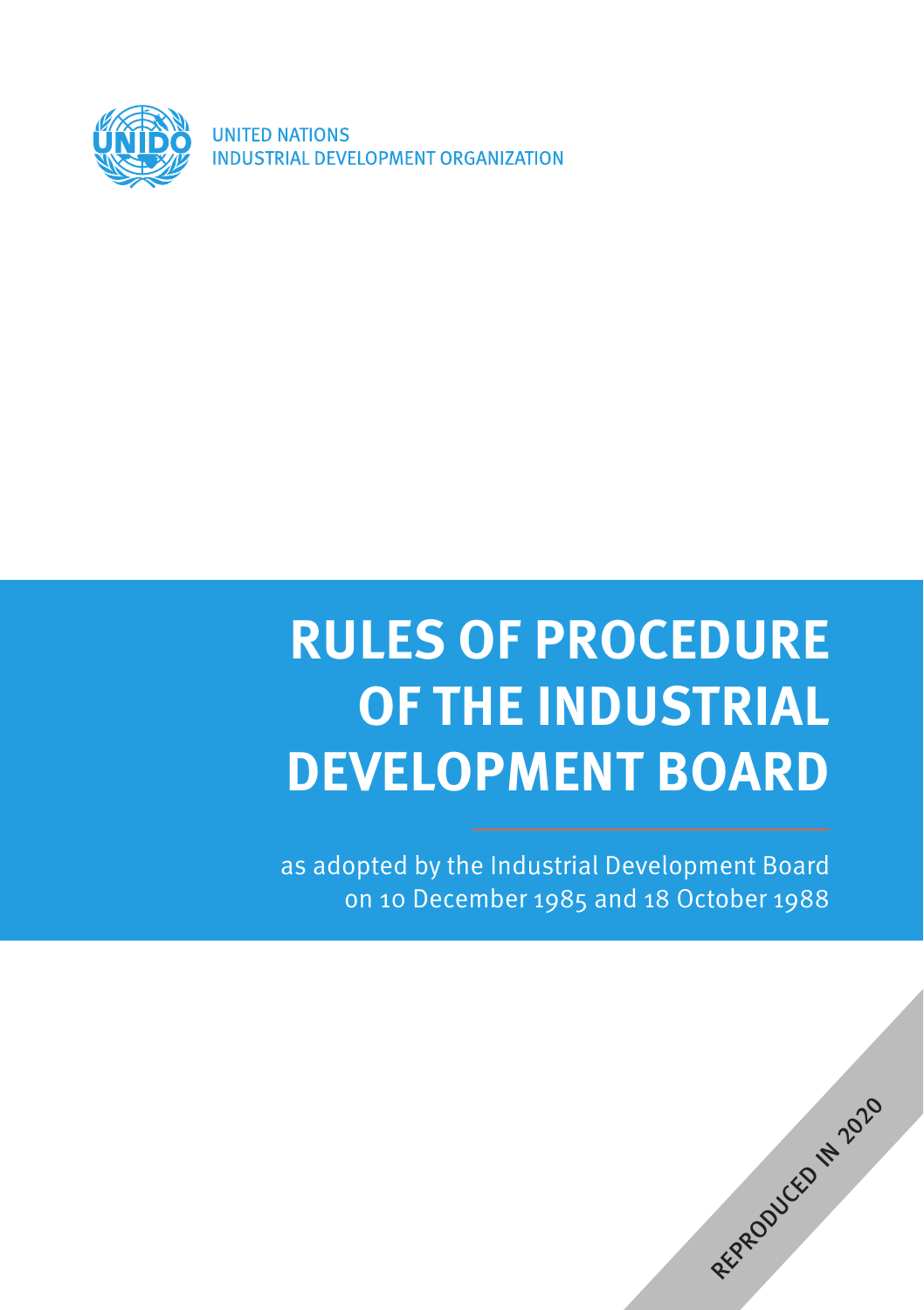UNITED NATIONS
INDUSTRIAL DEVELOPMENT ORGANIZATION

# RULES OF PROCEDURE OF THE INDUSTRIAL DEVELOPMENT BOARD

as adopted by the Industrial Development Board on 10 December 1985 and 18 October 1988

REPRODUCED IN 2020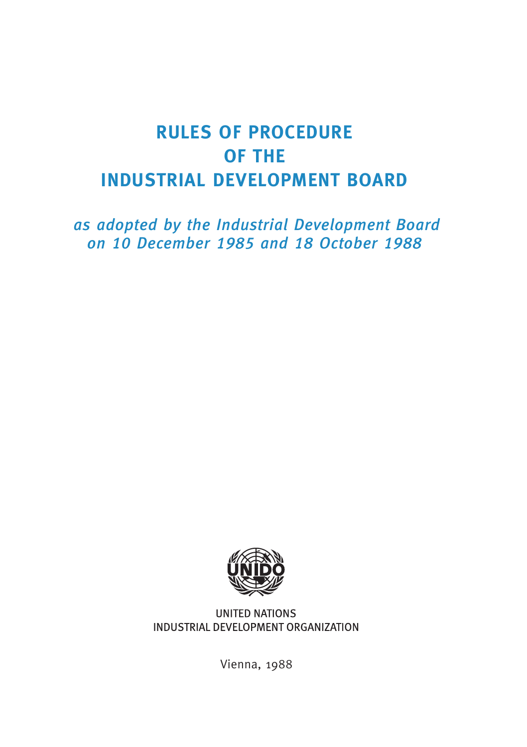# RULES OF PROCEDURE OF THE INDUSTRIAL DEVELOPMENT BOARD

*as adopted by the Industrial Development Board on 10 December 1985 and 18 October 1988*

UNITED NATIONS
INDUSTRIAL DEVELOPMENT ORGANIZATION

Vienna, 1988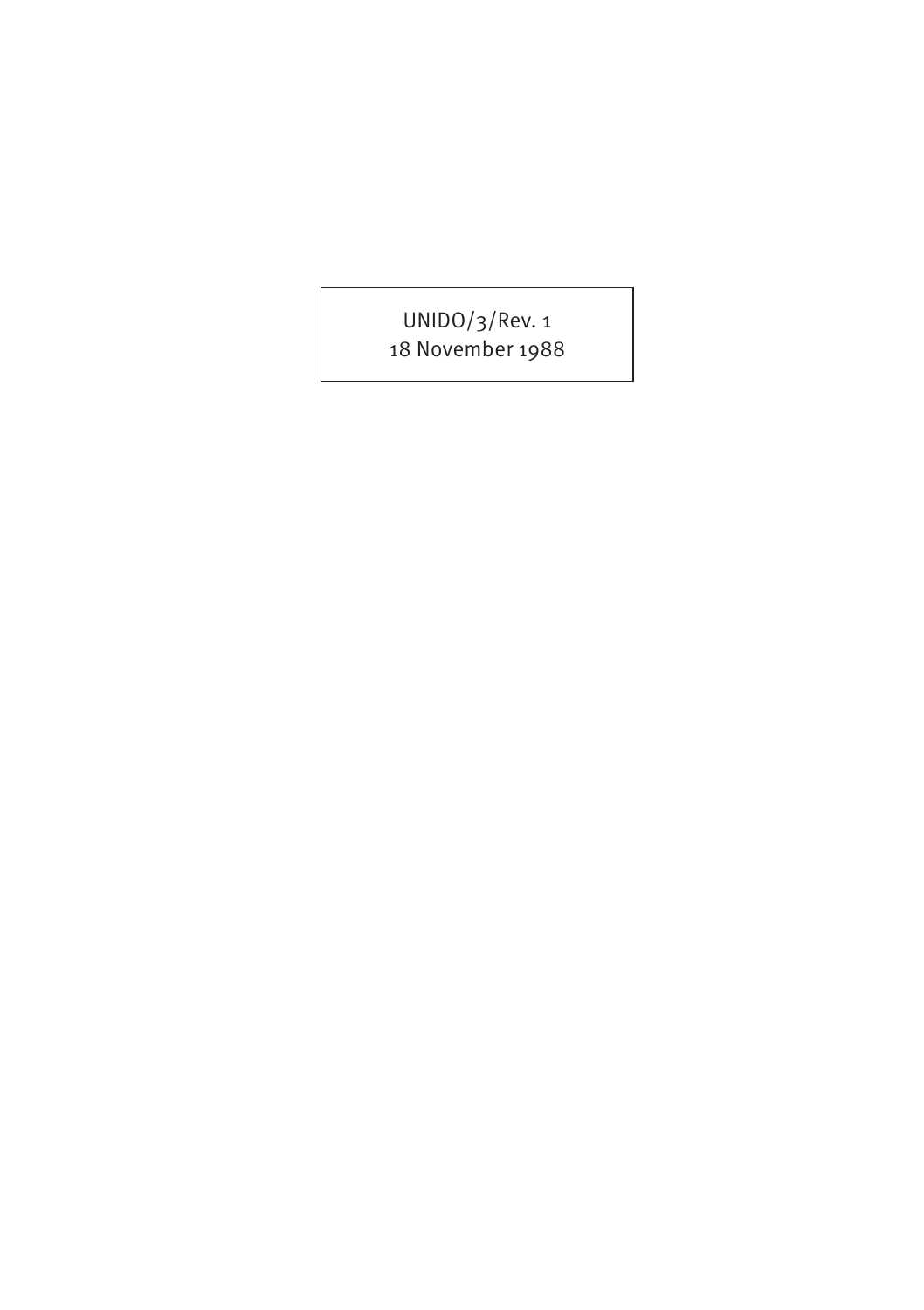UNIDO/3/Rev. 1
18 November 1988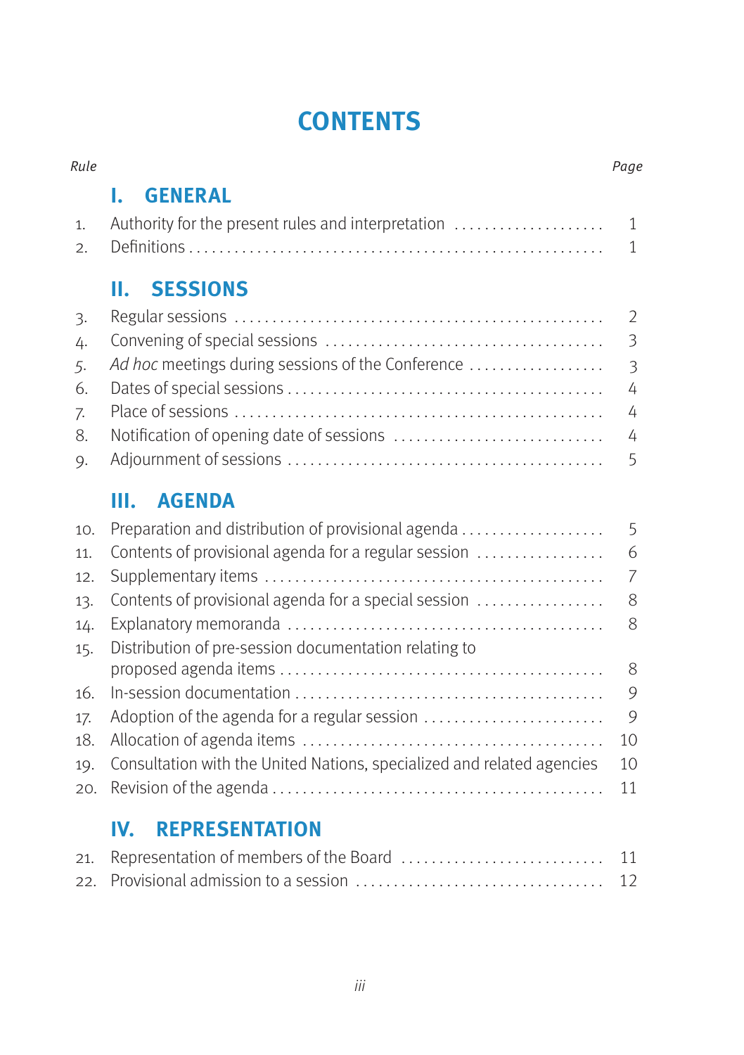# CONTENTS

| *Rule* | | *Page* |
|---|---|---|
| | **I. GENERAL** | |
| 1. | Authority for the present rules and interpretation | 1 |
| 2. | Definitions | 1 |
| | **II. SESSIONS** | |
| 3. | Regular sessions | 2 |
| 4. | Convening of special sessions | 3 |
| 5. | *Ad hoc* meetings during sessions of the Conference | 3 |
| 6. | Dates of special sessions | 4 |
| 7. | Place of sessions | 4 |
| 8. | Notification of opening date of sessions | 4 |
| 9. | Adjournment of sessions | 5 |
| | **III. AGENDA** | |
| 10. | Preparation and distribution of provisional agenda | 5 |
| 11. | Contents of provisional agenda for a regular session | 6 |
| 12. | Supplementary items | 7 |
| 13. | Contents of provisional agenda for a special session | 8 |
| 14. | Explanatory memoranda | 8 |
| 15. | Distribution of pre-session documentation relating to proposed agenda items | 8 |
| 16. | In-session documentation | 9 |
| 17. | Adoption of the agenda for a regular session | 9 |
| 18. | Allocation of agenda items | 10 |
| 19. | Consultation with the United Nations, specialized and related agencies | 10 |
| 20. | Revision of the agenda | 11 |
| | **IV. REPRESENTATION** | |
| 21. | Representation of members of the Board | 11 |
| 22. | Provisional admission to a session | 12 |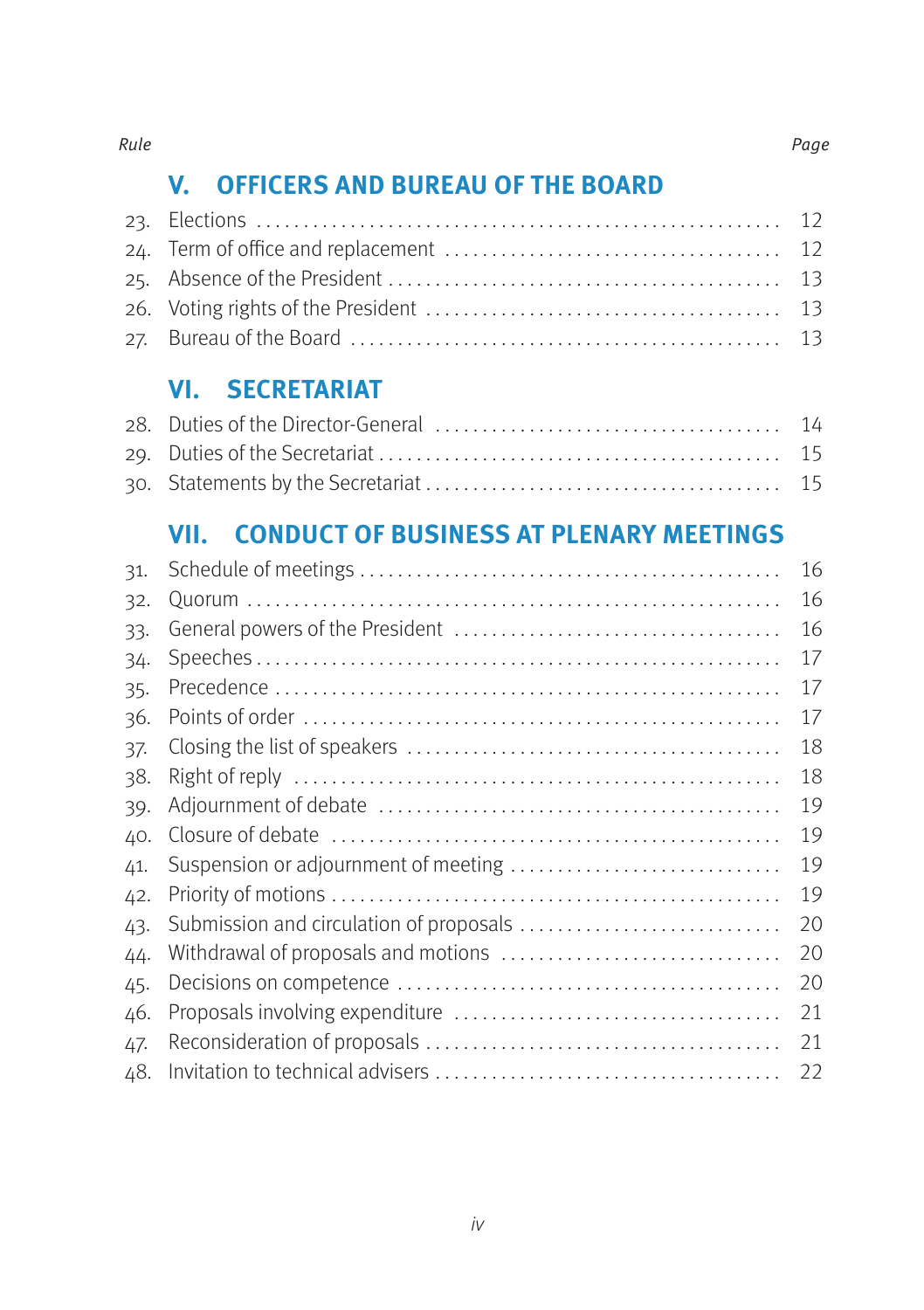| Rule | | Page |
|---|---|---|
| | **V. OFFICERS AND BUREAU OF THE BOARD** | |
| 23. | Elections | 12 |
| 24. | Term of office and replacement | 12 |
| 25. | Absence of the President | 13 |
| 26. | Voting rights of the President | 13 |
| 27. | Bureau of the Board | 13 |
| | **VI. SECRETARIAT** | |
| 28. | Duties of the Director-General | 14 |
| 29. | Duties of the Secretariat | 15 |
| 30. | Statements by the Secretariat | 15 |
| | **VII. CONDUCT OF BUSINESS AT PLENARY MEETINGS** | |
| 31. | Schedule of meetings | 16 |
| 32. | Quorum | 16 |
| 33. | General powers of the President | 16 |
| 34. | Speeches | 17 |
| 35. | Precedence | 17 |
| 36. | Points of order | 17 |
| 37. | Closing the list of speakers | 18 |
| 38. | Right of reply | 18 |
| 39. | Adjournment of debate | 19 |
| 40. | Closure of debate | 19 |
| 41. | Suspension or adjournment of meeting | 19 |
| 42. | Priority of motions | 19 |
| 43. | Submission and circulation of proposals | 20 |
| 44. | Withdrawal of proposals and motions | 20 |
| 45. | Decisions on competence | 20 |
| 46. | Proposals involving expenditure | 21 |
| 47. | Reconsideration of proposals | 21 |
| 48. | Invitation to technical advisers | 22 |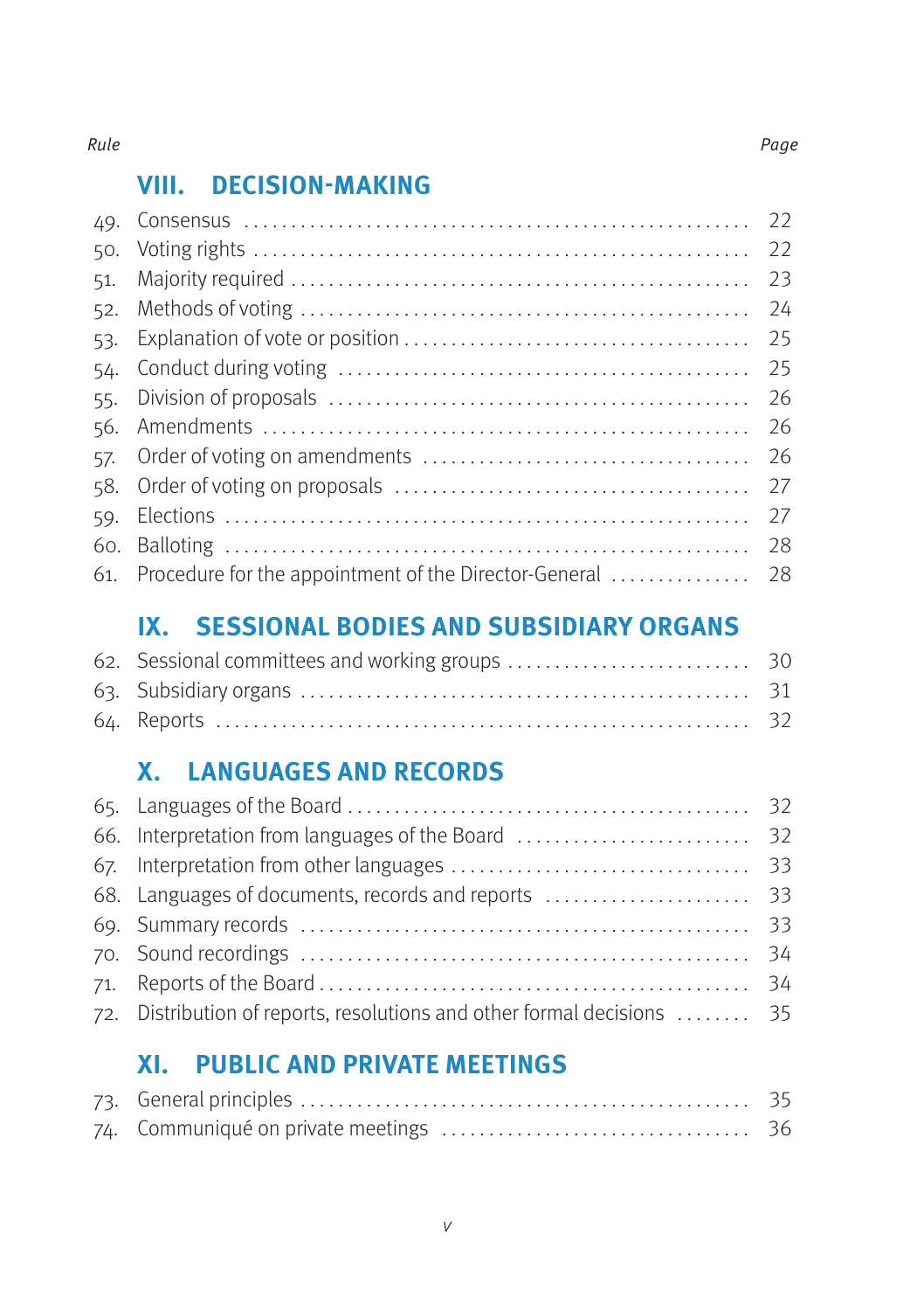| Rule | | *Page* |
|---|---|---|
| | **VIII. DECISION-MAKING** | |
| 49. | Consensus | 22 |
| 50. | Voting rights | 22 |
| 51. | Majority required | 23 |
| 52. | Methods of voting | 24 |
| 53. | Explanation of vote or position | 25 |
| 54. | Conduct during voting | 25 |
| 55. | Division of proposals | 26 |
| 56. | Amendments | 26 |
| 57. | Order of voting on amendments | 26 |
| 58. | Order of voting on proposals | 27 |
| 59. | Elections | 27 |
| 60. | Balloting | 28 |
| 61. | Procedure for the appointment of the Director-General | 28 |
| | **IX. SESSIONAL BODIES AND SUBSIDIARY ORGANS** | |
| 62. | Sessional committees and working groups | 30 |
| 63. | Subsidiary organs | 31 |
| 64. | Reports | 32 |
| | **X. LANGUAGES AND RECORDS** | |
| 65. | Languages of the Board | 32 |
| 66. | Interpretation from languages of the Board | 32 |
| 67. | Interpretation from other languages | 33 |
| 68. | Languages of documents, records and reports | 33 |
| 69. | Summary records | 33 |
| 70. | Sound recordings | 34 |
| 71. | Reports of the Board | 34 |
| 72. | Distribution of reports, resolutions and other formal decisions | 35 |
| | **XI. PUBLIC AND PRIVATE MEETINGS** | |
| 73. | General principles | 35 |
| 74. | Communiqué on private meetings | 36 |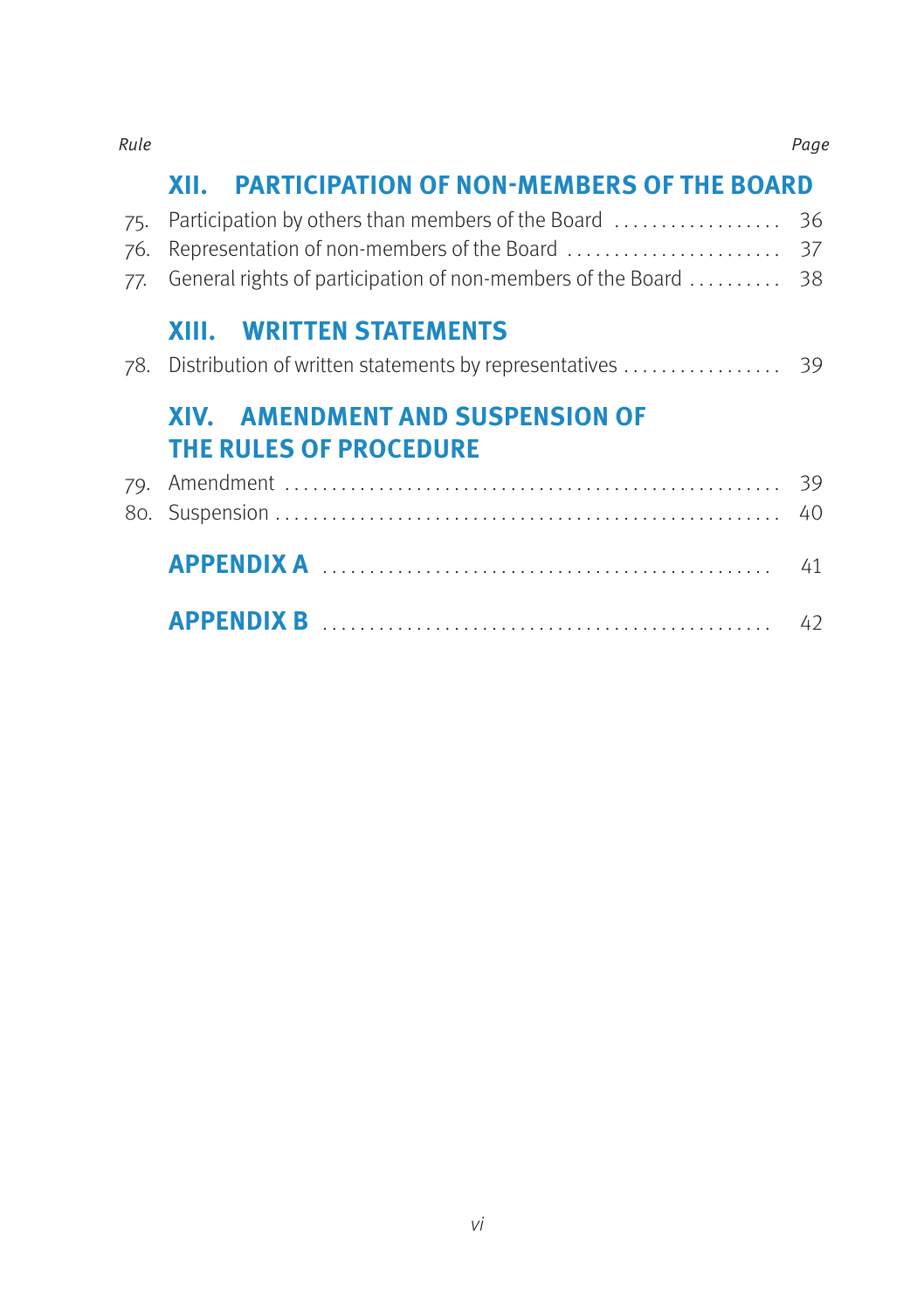| Rule | | Page |
|---|---|---|
| | **XII. PARTICIPATION OF NON-MEMBERS OF THE BOARD** | |
| 75. | Participation by others than members of the Board | 36 |
| 76. | Representation of non-members of the Board | 37 |
| 77. | General rights of participation of non-members of the Board | 38 |
| | **XIII. WRITTEN STATEMENTS** | |
| 78. | Distribution of written statements by representatives | 39 |
| | **XIV. AMENDMENT AND SUSPENSION OF THE RULES OF PROCEDURE** | |
| 79. | Amendment | 39 |
| 80. | Suspension | 40 |
| | **APPENDIX A** | 41 |
| | **APPENDIX B** | 42 |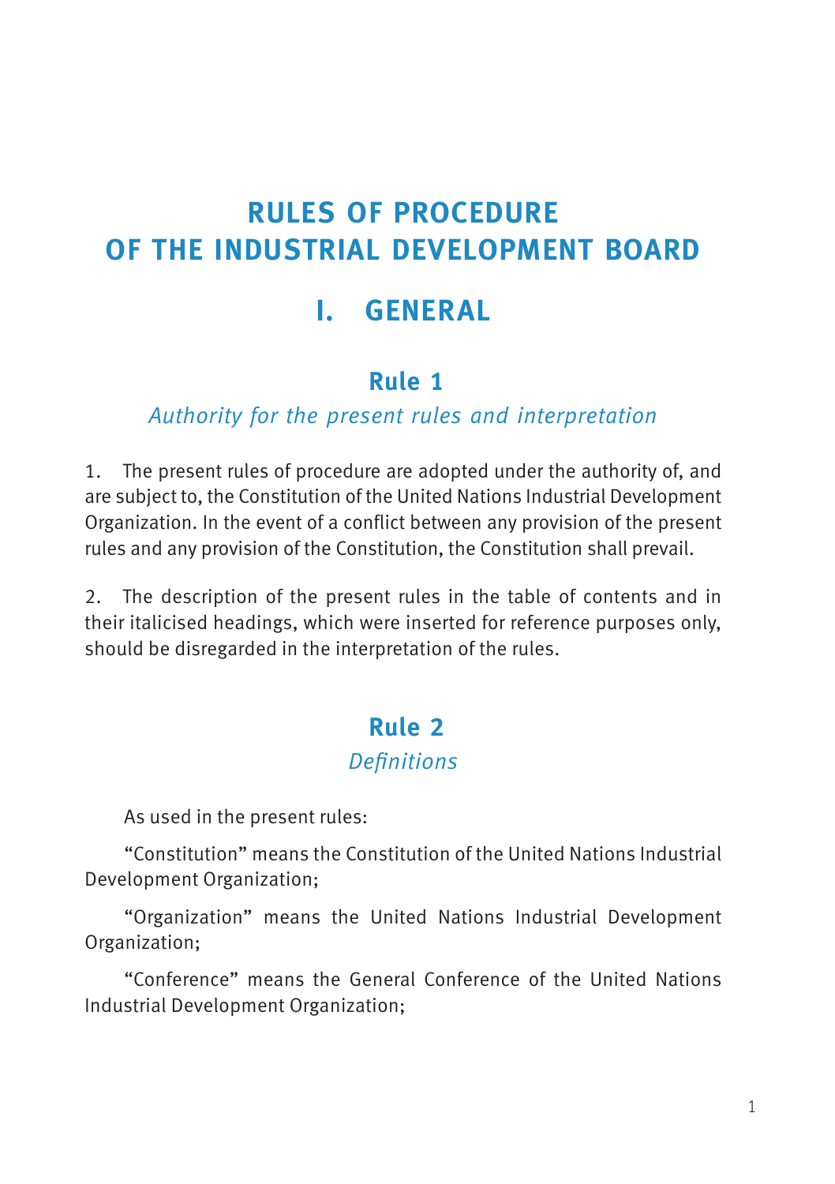# RULES OF PROCEDURE OF THE INDUSTRIAL DEVELOPMENT BOARD

## I. GENERAL

### Rule 1

*Authority for the present rules and interpretation*

1. The present rules of procedure are adopted under the authority of, and are subject to, the Constitution of the United Nations Industrial Development Organization. In the event of a conflict between any provision of the present rules and any provision of the Constitution, the Constitution shall prevail.

2. The description of the present rules in the table of contents and in their italicised headings, which were inserted for reference purposes only, should be disregarded in the interpretation of the rules.

### Rule 2

*Definitions*

As used in the present rules:

"Constitution" means the Constitution of the United Nations Industrial Development Organization;

"Organization" means the United Nations Industrial Development Organization;

"Conference" means the General Conference of the United Nations Industrial Development Organization;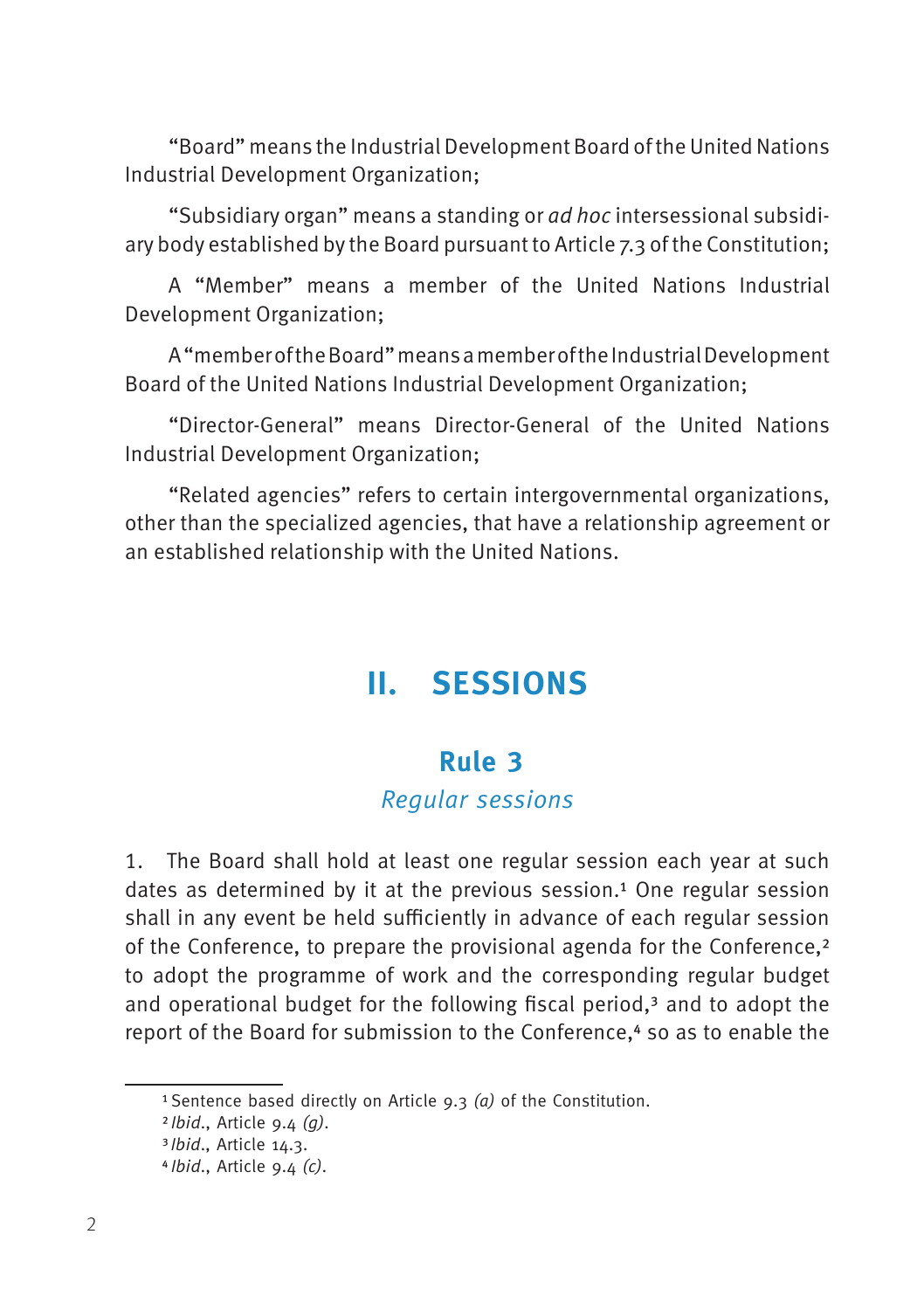"Board" means the Industrial Development Board of the United Nations Industrial Development Organization;

"Subsidiary organ" means a standing or *ad hoc* intersessional subsidiary body established by the Board pursuant to Article 7.3 of the Constitution;

A "Member" means a member of the United Nations Industrial Development Organization;

A "member of the Board" means a member of the Industrial Development Board of the United Nations Industrial Development Organization;

"Director-General" means Director-General of the United Nations Industrial Development Organization;

"Related agencies" refers to certain intergovernmental organizations, other than the specialized agencies, that have a relationship agreement or an established relationship with the United Nations.

# II. SESSIONS

## Rule 3

### *Regular sessions*

1. The Board shall hold at least one regular session each year at such dates as determined by it at the previous session.[1] One regular session shall in any event be held sufficiently in advance of each regular session of the Conference, to prepare the provisional agenda for the Conference,[2] to adopt the programme of work and the corresponding regular budget and operational budget for the following fiscal period,[3] and to adopt the report of the Board for submission to the Conference,[4] so as to enable the

---

[1] Sentence based directly on Article 9.3 *(a)* of the Constitution.

[2] *Ibid*., Article 9.4 *(g)*.

[3] *Ibid*., Article 14.3.

[4] *Ibid*., Article 9.4 *(c)*.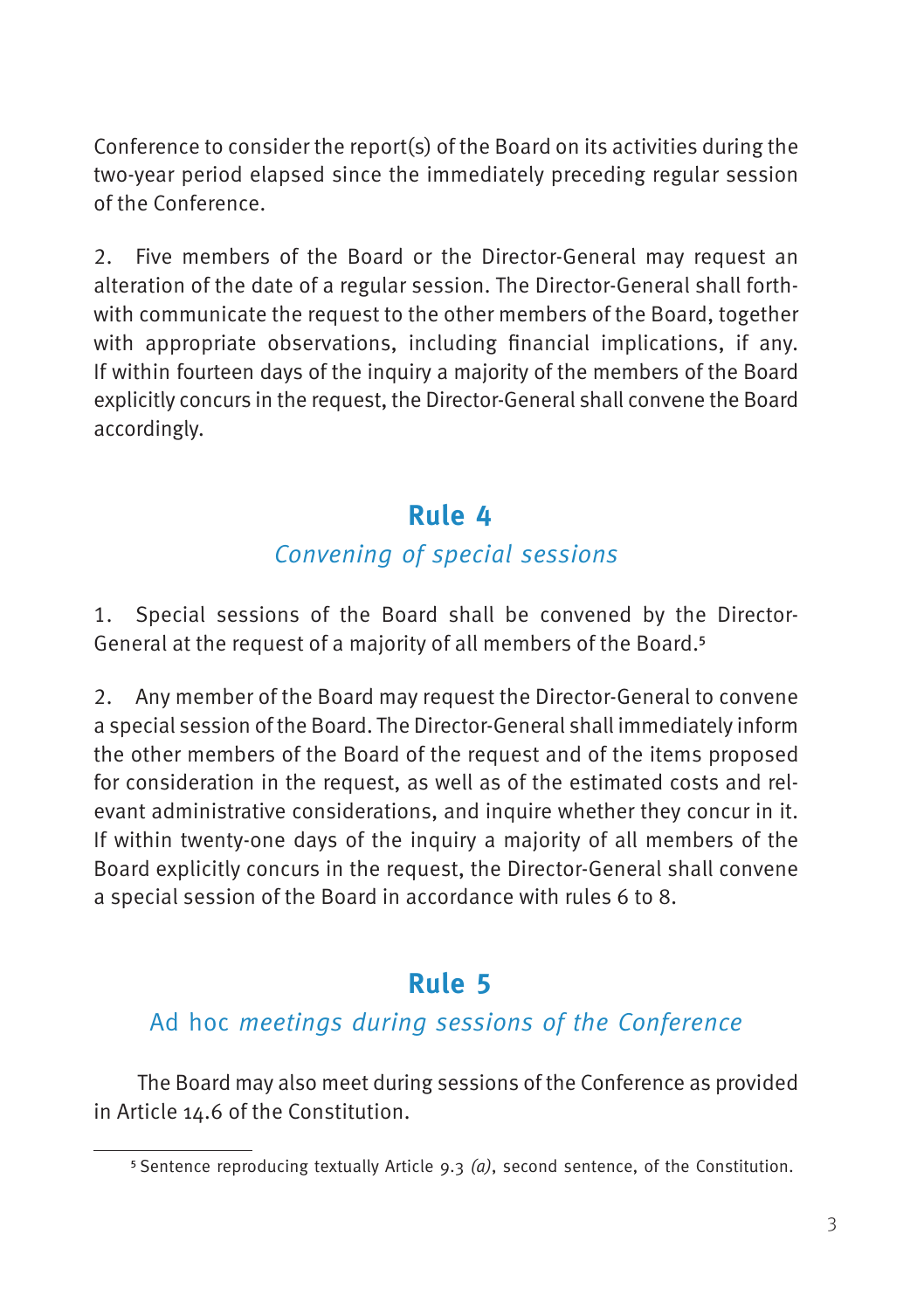Conference to consider the report(s) of the Board on its activities during the two-year period elapsed since the immediately preceding regular session of the Conference.

2. Five members of the Board or the Director-General may request an alteration of the date of a regular session. The Director-General shall forthwith communicate the request to the other members of the Board, together with appropriate observations, including financial implications, if any. If within fourteen days of the inquiry a majority of the members of the Board explicitly concurs in the request, the Director-General shall convene the Board accordingly.

## Rule 4

### *Convening of special sessions*

1. Special sessions of the Board shall be convened by the Director-General at the request of a majority of all members of the Board.[5]

2. Any member of the Board may request the Director-General to convene a special session of the Board. The Director-General shall immediately inform the other members of the Board of the request and of the items proposed for consideration in the request, as well as of the estimated costs and relevant administrative considerations, and inquire whether they concur in it. If within twenty-one days of the inquiry a majority of all members of the Board explicitly concurs in the request, the Director-General shall convene a special session of the Board in accordance with rules 6 to 8.

## Rule 5

### Ad hoc *meetings during sessions of the Conference*

The Board may also meet during sessions of the Conference as provided in Article 14.6 of the Constitution.

---

[5] Sentence reproducing textually Article 9.3 *(a)*, second sentence, of the Constitution.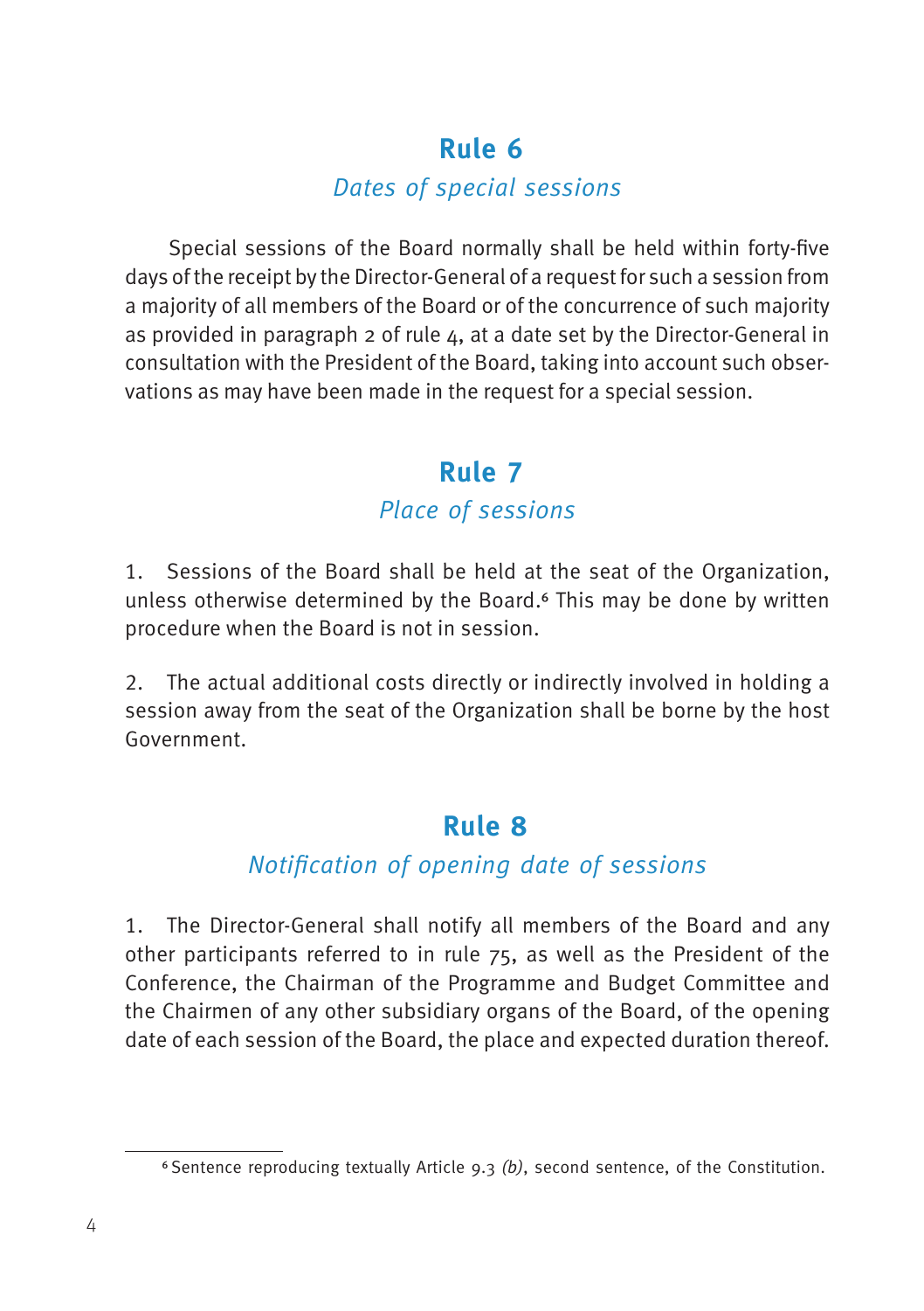## Rule 6

*Dates of special sessions*

Special sessions of the Board normally shall be held within forty-five days of the receipt by the Director-General of a request for such a session from a majority of all members of the Board or of the concurrence of such majority as provided in paragraph 2 of rule 4, at a date set by the Director-General in consultation with the President of the Board, taking into account such observations as may have been made in the request for a special session.

## Rule 7

*Place of sessions*

1. Sessions of the Board shall be held at the seat of the Organization, unless otherwise determined by the Board.[6] This may be done by written procedure when the Board is not in session.

2. The actual additional costs directly or indirectly involved in holding a session away from the seat of the Organization shall be borne by the host Government.

## Rule 8

*Notification of opening date of sessions*

1. The Director-General shall notify all members of the Board and any other participants referred to in rule 75, as well as the President of the Conference, the Chairman of the Programme and Budget Committee and the Chairmen of any other subsidiary organs of the Board, of the opening date of each session of the Board, the place and expected duration thereof.

---

[6] Sentence reproducing textually Article 9.3 *(b)*, second sentence, of the Constitution.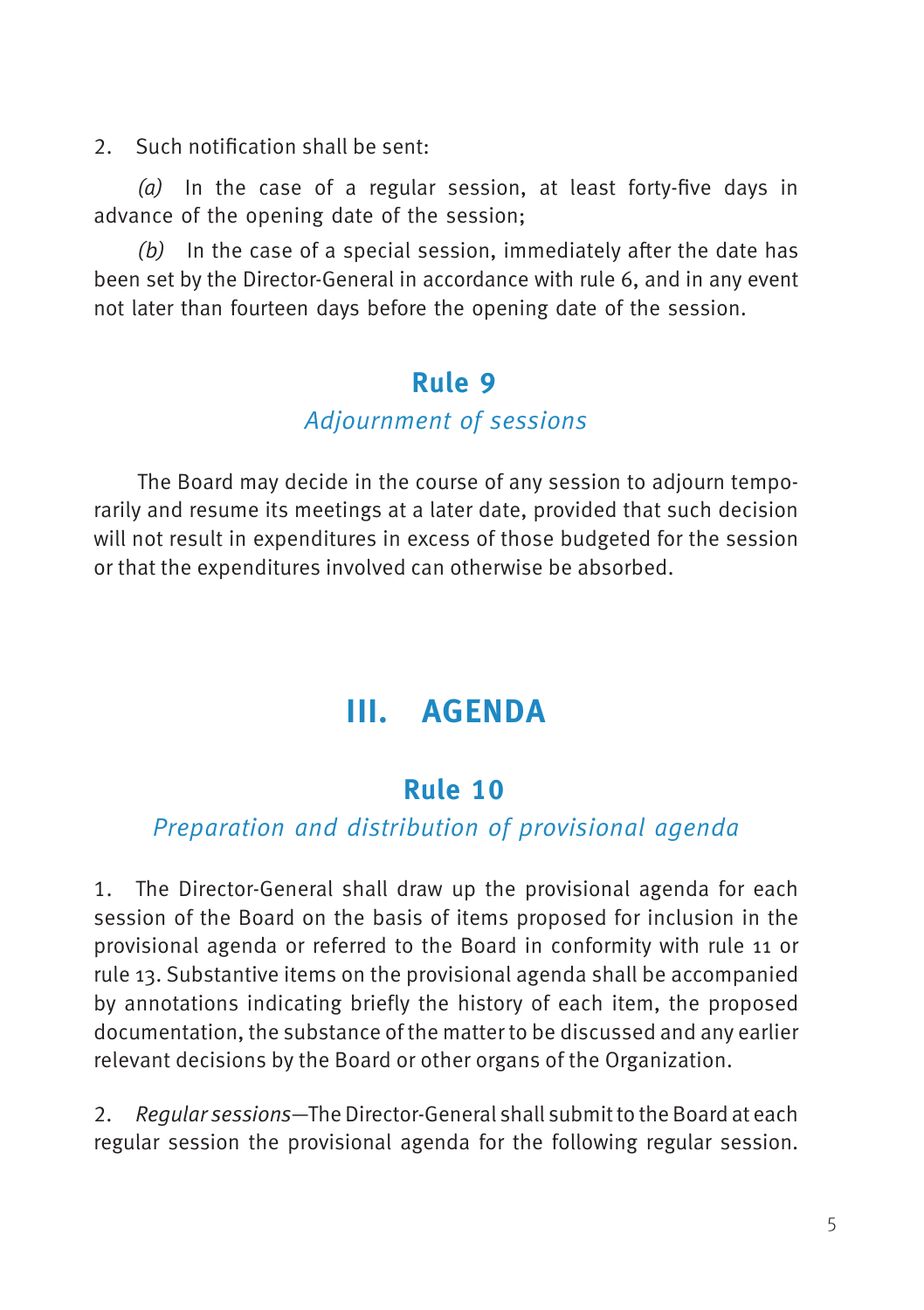2. Such notification shall be sent:

*(a)* In the case of a regular session, at least forty-five days in advance of the opening date of the session;

*(b)* In the case of a special session, immediately after the date has been set by the Director-General in accordance with rule 6, and in any event not later than fourteen days before the opening date of the session.

### Rule 9

*Adjournment of sessions*

The Board may decide in the course of any session to adjourn temporarily and resume its meetings at a later date, provided that such decision will not result in expenditures in excess of those budgeted for the session or that the expenditures involved can otherwise be absorbed.

## III. AGENDA

### Rule 10

*Preparation and distribution of provisional agenda*

1. The Director-General shall draw up the provisional agenda for each session of the Board on the basis of items proposed for inclusion in the provisional agenda or referred to the Board in conformity with rule 11 or rule 13. Substantive items on the provisional agenda shall be accompanied by annotations indicating briefly the history of each item, the proposed documentation, the substance of the matter to be discussed and any earlier relevant decisions by the Board or other organs of the Organization.

2. *Regular sessions*—The Director-General shall submit to the Board at each regular session the provisional agenda for the following regular session.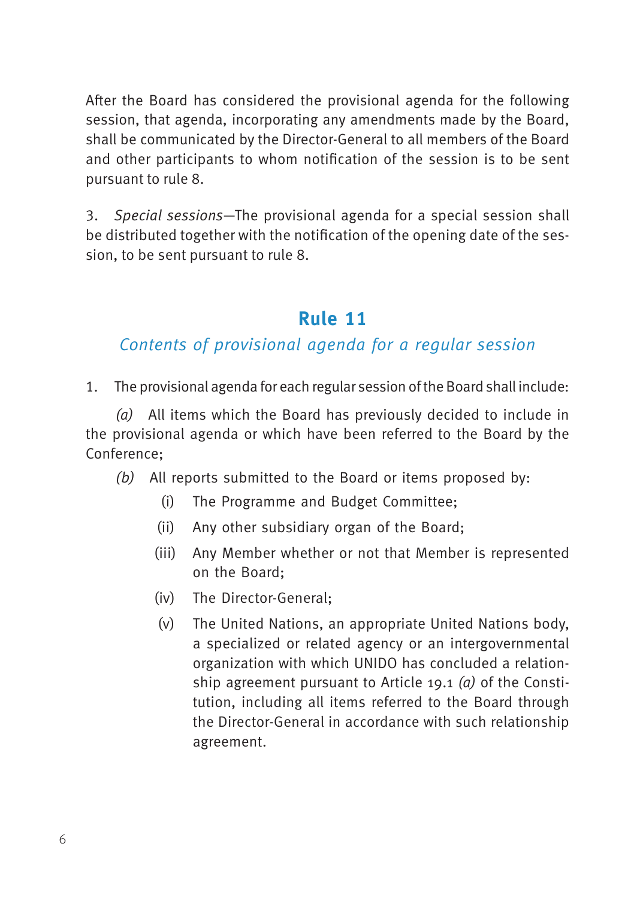After the Board has considered the provisional agenda for the following session, that agenda, incorporating any amendments made by the Board, shall be communicated by the Director-General to all members of the Board and other participants to whom notification of the session is to be sent pursuant to rule 8.

3. *Special sessions*—The provisional agenda for a special session shall be distributed together with the notification of the opening date of the session, to be sent pursuant to rule 8.

## Rule 11

### *Contents of provisional agenda for a regular session*

1. The provisional agenda for each regular session of the Board shall include:

*(a)* All items which the Board has previously decided to include in the provisional agenda or which have been referred to the Board by the Conference;

*(b)* All reports submitted to the Board or items proposed by:

- (i) The Programme and Budget Committee;
- (ii) Any other subsidiary organ of the Board;
- (iii) Any Member whether or not that Member is represented on the Board;
- (iv) The Director-General;
- (v) The United Nations, an appropriate United Nations body, a specialized or related agency or an intergovernmental organization with which UNIDO has concluded a relationship agreement pursuant to Article 19.1 *(a)* of the Constitution, including all items referred to the Board through the Director-General in accordance with such relationship agreement.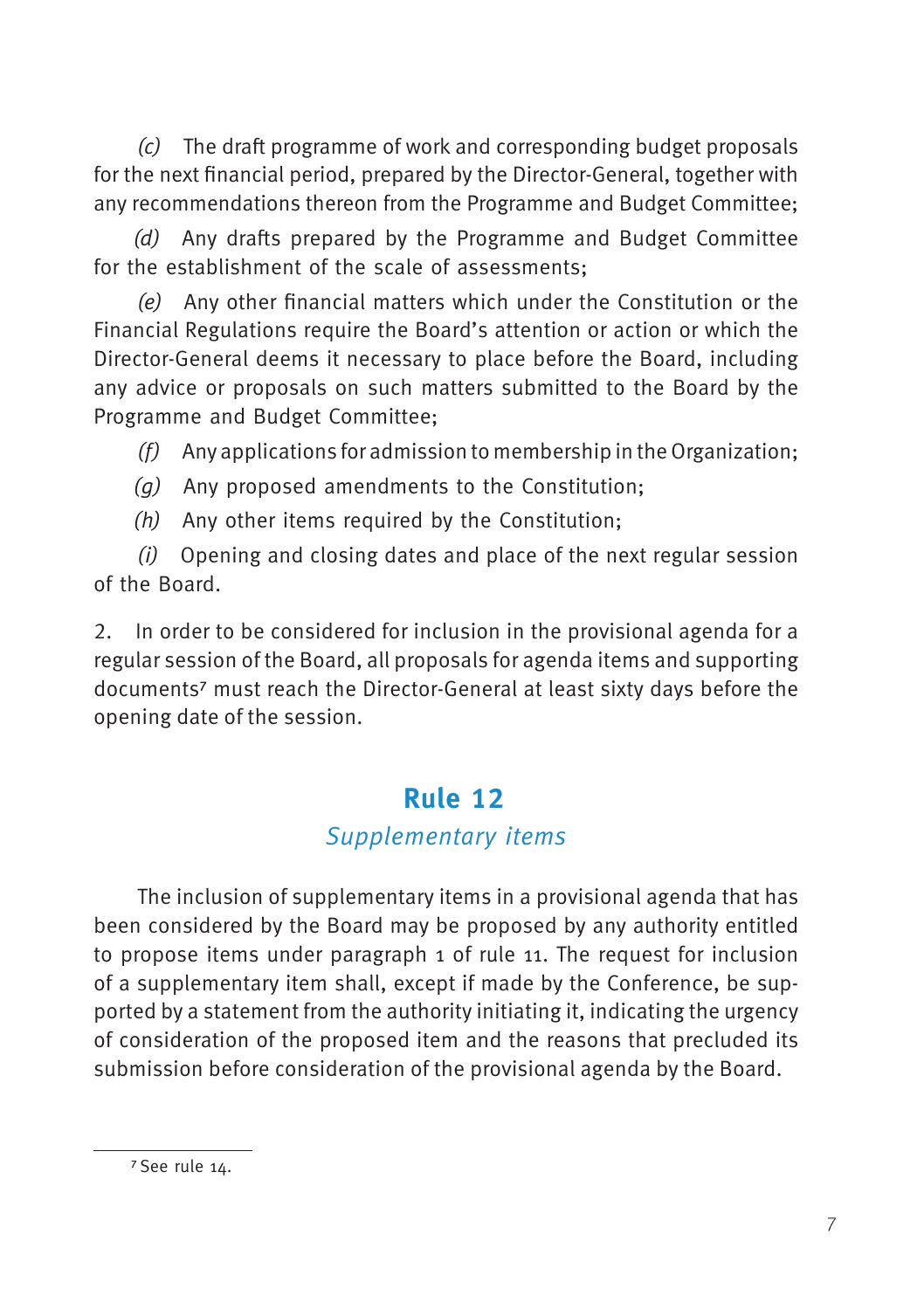*(c)* The draft programme of work and corresponding budget proposals for the next financial period, prepared by the Director-General, together with any recommendations thereon from the Programme and Budget Committee;

*(d)* Any drafts prepared by the Programme and Budget Committee for the establishment of the scale of assessments;

*(e)* Any other financial matters which under the Constitution or the Financial Regulations require the Board's attention or action or which the Director-General deems it necessary to place before the Board, including any advice or proposals on such matters submitted to the Board by the Programme and Budget Committee;

*(f)* Any applications for admission to membership in the Organization;

*(g)* Any proposed amendments to the Constitution;

*(h)* Any other items required by the Constitution;

*(i)* Opening and closing dates and place of the next regular session of the Board.

2. In order to be considered for inclusion in the provisional agenda for a regular session of the Board, all proposals for agenda items and supporting documents[7] must reach the Director-General at least sixty days before the opening date of the session.

## Rule 12

### *Supplementary items*

The inclusion of supplementary items in a provisional agenda that has been considered by the Board may be proposed by any authority entitled to propose items under paragraph 1 of rule 11. The request for inclusion of a supplementary item shall, except if made by the Conference, be supported by a statement from the authority initiating it, indicating the urgency of consideration of the proposed item and the reasons that precluded its submission before consideration of the provisional agenda by the Board.

---

[7] See rule 14.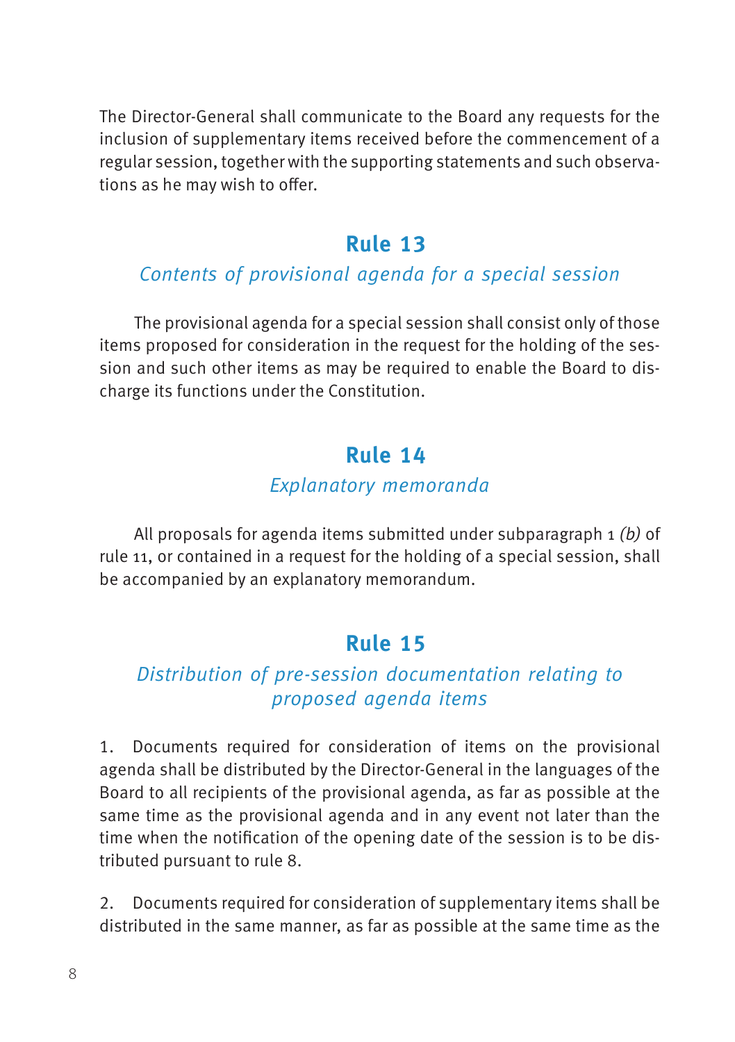The Director-General shall communicate to the Board any requests for the inclusion of supplementary items received before the commencement of a regular session, together with the supporting statements and such observations as he may wish to offer.

## Rule 13

*Contents of provisional agenda for a special session*

The provisional agenda for a special session shall consist only of those items proposed for consideration in the request for the holding of the session and such other items as may be required to enable the Board to discharge its functions under the Constitution.

## Rule 14

*Explanatory memoranda*

All proposals for agenda items submitted under subparagraph 1 *(b)* of rule 11, or contained in a request for the holding of a special session, shall be accompanied by an explanatory memorandum.

## Rule 15

*Distribution of pre-session documentation relating to proposed agenda items*

1. Documents required for consideration of items on the provisional agenda shall be distributed by the Director-General in the languages of the Board to all recipients of the provisional agenda, as far as possible at the same time as the provisional agenda and in any event not later than the time when the notification of the opening date of the session is to be distributed pursuant to rule 8.

2. Documents required for consideration of supplementary items shall be distributed in the same manner, as far as possible at the same time as the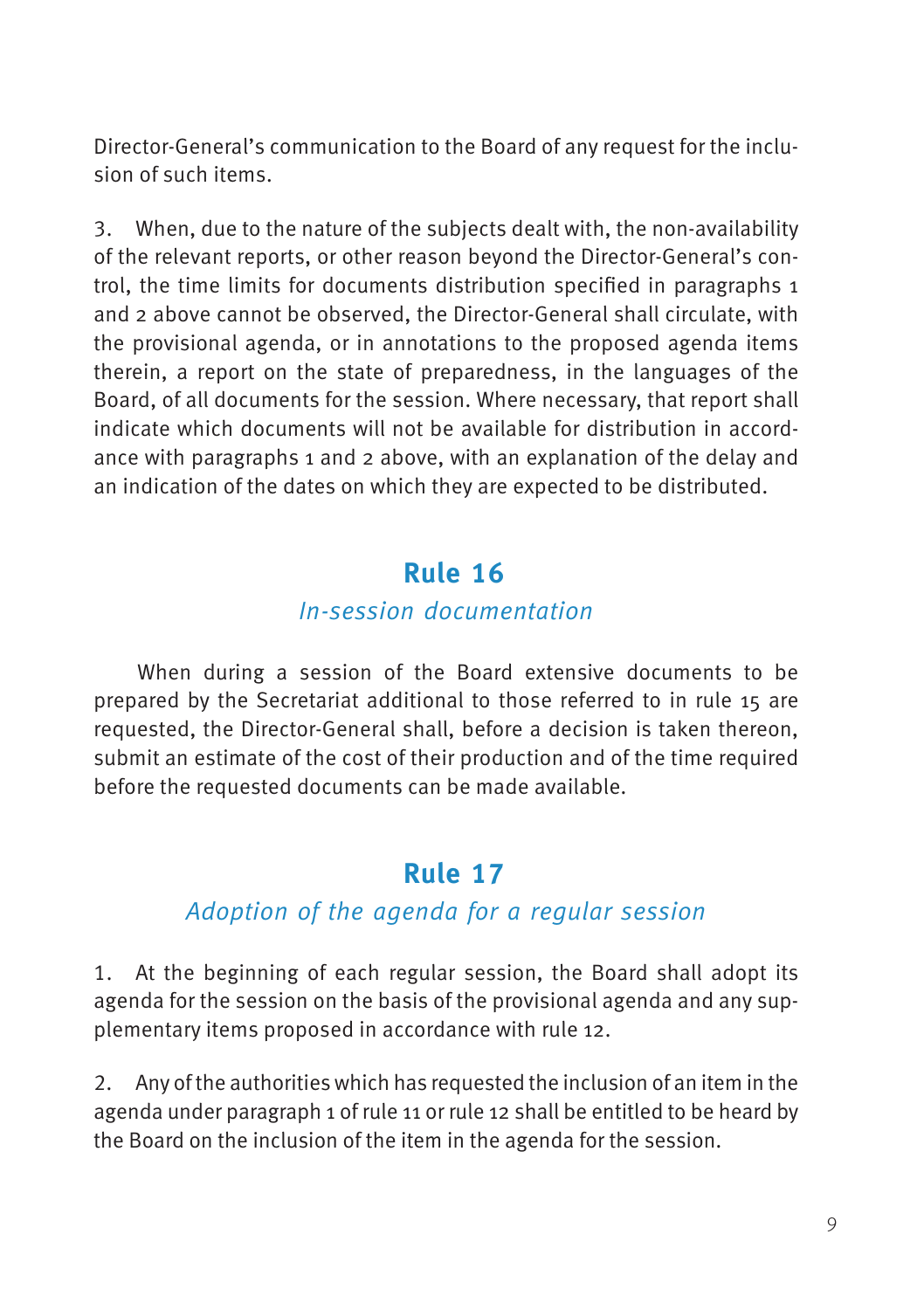Director-General's communication to the Board of any request for the inclusion of such items.

3. When, due to the nature of the subjects dealt with, the non-availability of the relevant reports, or other reason beyond the Director-General's control, the time limits for documents distribution specified in paragraphs 1 and 2 above cannot be observed, the Director-General shall circulate, with the provisional agenda, or in annotations to the proposed agenda items therein, a report on the state of preparedness, in the languages of the Board, of all documents for the session. Where necessary, that report shall indicate which documents will not be available for distribution in accordance with paragraphs 1 and 2 above, with an explanation of the delay and an indication of the dates on which they are expected to be distributed.

## Rule 16

*In-session documentation*

When during a session of the Board extensive documents to be prepared by the Secretariat additional to those referred to in rule 15 are requested, the Director-General shall, before a decision is taken thereon, submit an estimate of the cost of their production and of the time required before the requested documents can be made available.

## Rule 17

*Adoption of the agenda for a regular session*

1. At the beginning of each regular session, the Board shall adopt its agenda for the session on the basis of the provisional agenda and any supplementary items proposed in accordance with rule 12.

2. Any of the authorities which has requested the inclusion of an item in the agenda under paragraph 1 of rule 11 or rule 12 shall be entitled to be heard by the Board on the inclusion of the item in the agenda for the session.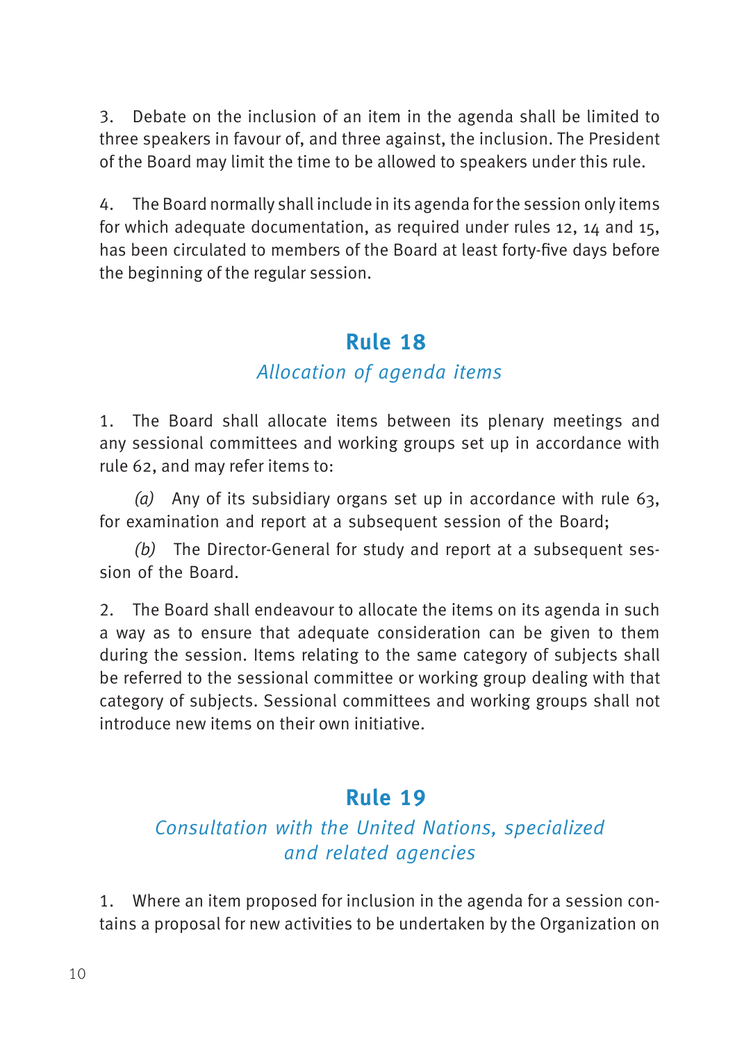3. Debate on the inclusion of an item in the agenda shall be limited to three speakers in favour of, and three against, the inclusion. The President of the Board may limit the time to be allowed to speakers under this rule.

4. The Board normally shall include in its agenda for the session only items for which adequate documentation, as required under rules 12, 14 and 15, has been circulated to members of the Board at least forty-five days before the beginning of the regular session.

## Rule 18

### *Allocation of agenda items*

1. The Board shall allocate items between its plenary meetings and any sessional committees and working groups set up in accordance with rule 62, and may refer items to:

*(a)* Any of its subsidiary organs set up in accordance with rule 63, for examination and report at a subsequent session of the Board;

*(b)* The Director-General for study and report at a subsequent session of the Board.

2. The Board shall endeavour to allocate the items on its agenda in such a way as to ensure that adequate consideration can be given to them during the session. Items relating to the same category of subjects shall be referred to the sessional committee or working group dealing with that category of subjects. Sessional committees and working groups shall not introduce new items on their own initiative.

## Rule 19

### *Consultation with the United Nations, specialized and related agencies*

1. Where an item proposed for inclusion in the agenda for a session contains a proposal for new activities to be undertaken by the Organization on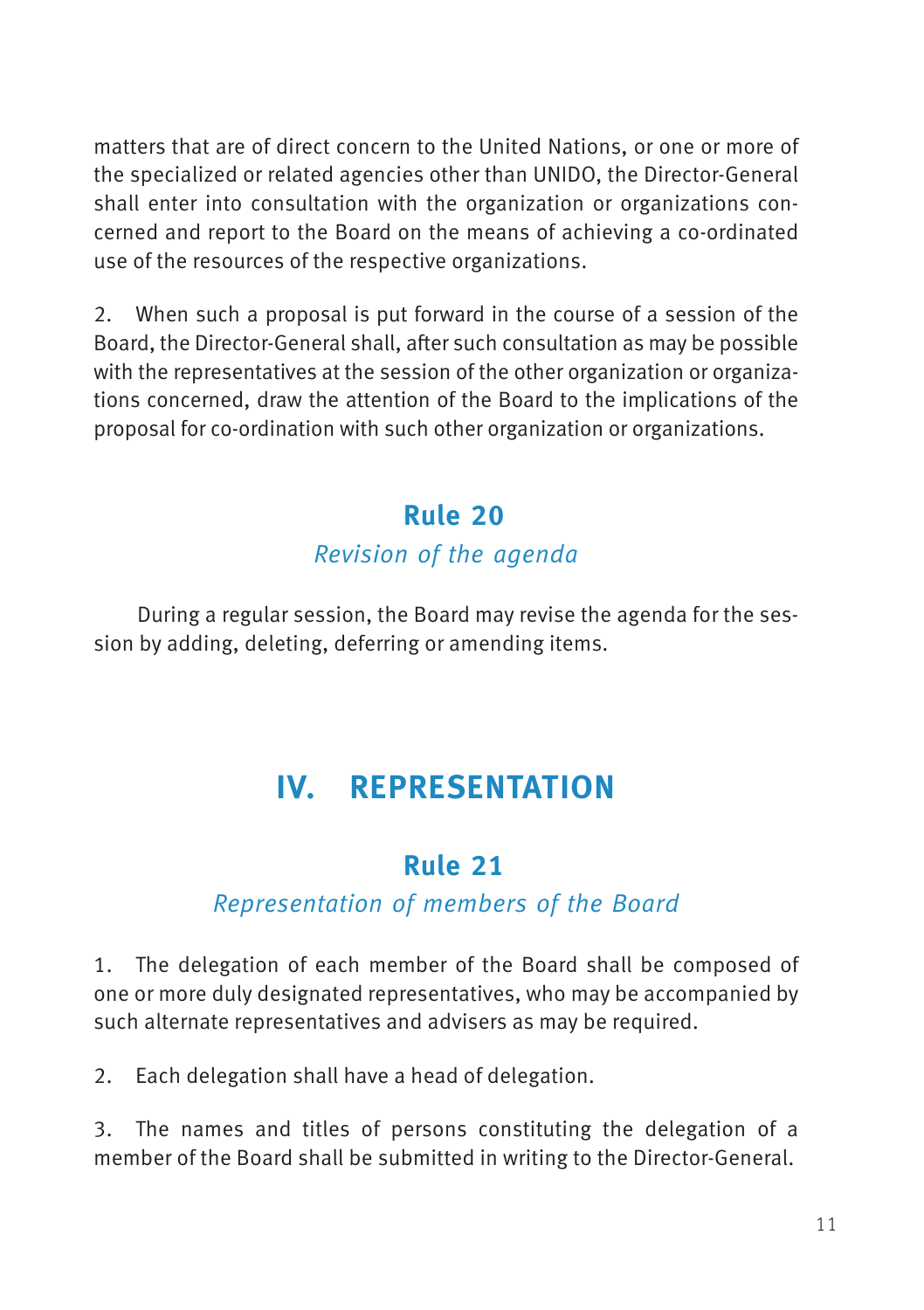matters that are of direct concern to the United Nations, or one or more of the specialized or related agencies other than UNIDO, the Director-General shall enter into consultation with the organization or organizations concerned and report to the Board on the means of achieving a co-ordinated use of the resources of the respective organizations.

2. When such a proposal is put forward in the course of a session of the Board, the Director-General shall, after such consultation as may be possible with the representatives at the session of the other organization or organizations concerned, draw the attention of the Board to the implications of the proposal for co-ordination with such other organization or organizations.

### Rule 20

*Revision of the agenda*

During a regular session, the Board may revise the agenda for the session by adding, deleting, deferring or amending items.

## IV. REPRESENTATION

### Rule 21

*Representation of members of the Board*

1. The delegation of each member of the Board shall be composed of one or more duly designated representatives, who may be accompanied by such alternate representatives and advisers as may be required.

2. Each delegation shall have a head of delegation.

3. The names and titles of persons constituting the delegation of a member of the Board shall be submitted in writing to the Director-General.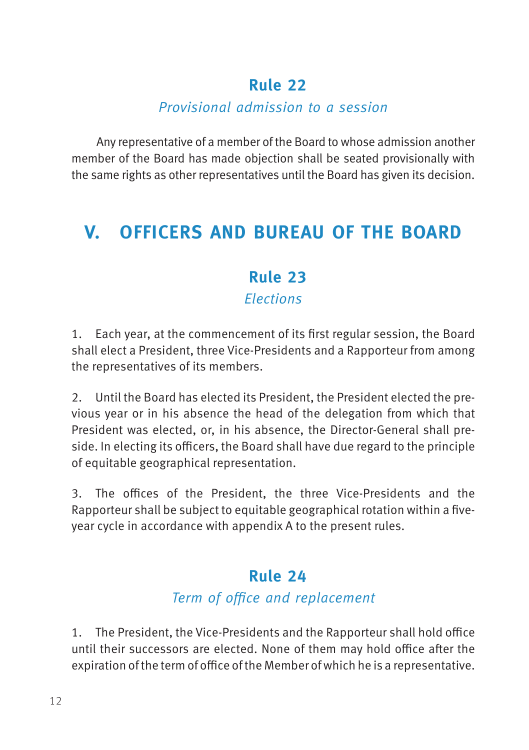### Rule 22

*Provisional admission to a session*

Any representative of a member of the Board to whose admission another member of the Board has made objection shall be seated provisionally with the same rights as other representatives until the Board has given its decision.

## V. OFFICERS AND BUREAU OF THE BOARD

### Rule 23

*Elections*

1. Each year, at the commencement of its first regular session, the Board shall elect a President, three Vice-Presidents and a Rapporteur from among the representatives of its members.

2. Until the Board has elected its President, the President elected the previous year or in his absence the head of the delegation from which that President was elected, or, in his absence, the Director-General shall preside. In electing its officers, the Board shall have due regard to the principle of equitable geographical representation.

3. The offices of the President, the three Vice-Presidents and the Rapporteur shall be subject to equitable geographical rotation within a five-year cycle in accordance with appendix A to the present rules.

### Rule 24

*Term of office and replacement*

1. The President, the Vice-Presidents and the Rapporteur shall hold office until their successors are elected. None of them may hold office after the expiration of the term of office of the Member of which he is a representative.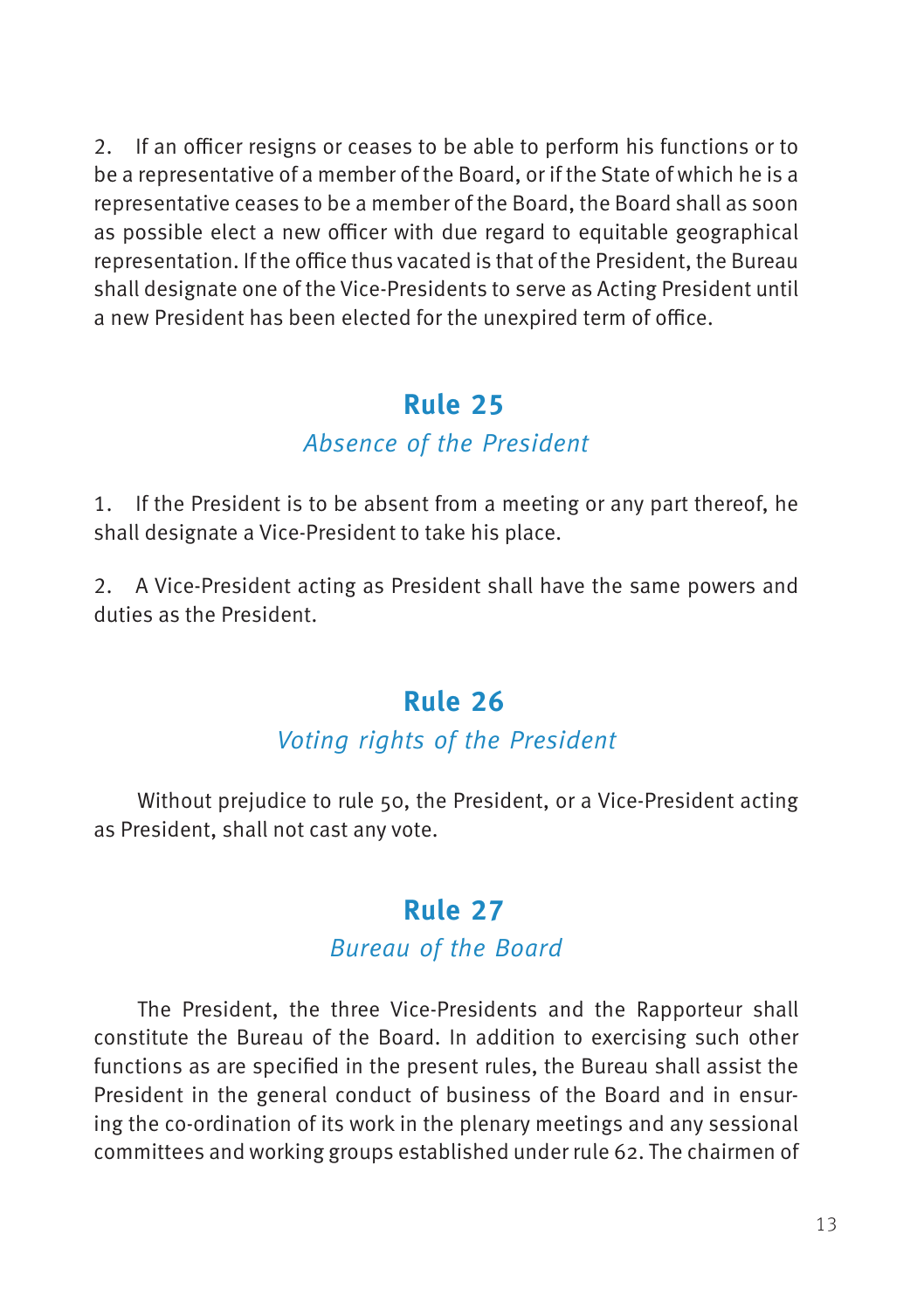2. If an officer resigns or ceases to be able to perform his functions or to be a representative of a member of the Board, or if the State of which he is a representative ceases to be a member of the Board, the Board shall as soon as possible elect a new officer with due regard to equitable geographical representation. If the office thus vacated is that of the President, the Bureau shall designate one of the Vice-Presidents to serve as Acting President until a new President has been elected for the unexpired term of office.

## Rule 25

*Absence of the President*

1. If the President is to be absent from a meeting or any part thereof, he shall designate a Vice-President to take his place.

2. A Vice-President acting as President shall have the same powers and duties as the President.

## Rule 26

*Voting rights of the President*

Without prejudice to rule 50, the President, or a Vice-President acting as President, shall not cast any vote.

## Rule 27

*Bureau of the Board*

The President, the three Vice-Presidents and the Rapporteur shall constitute the Bureau of the Board. In addition to exercising such other functions as are specified in the present rules, the Bureau shall assist the President in the general conduct of business of the Board and in ensuring the co-ordination of its work in the plenary meetings and any sessional committees and working groups established under rule 62. The chairmen of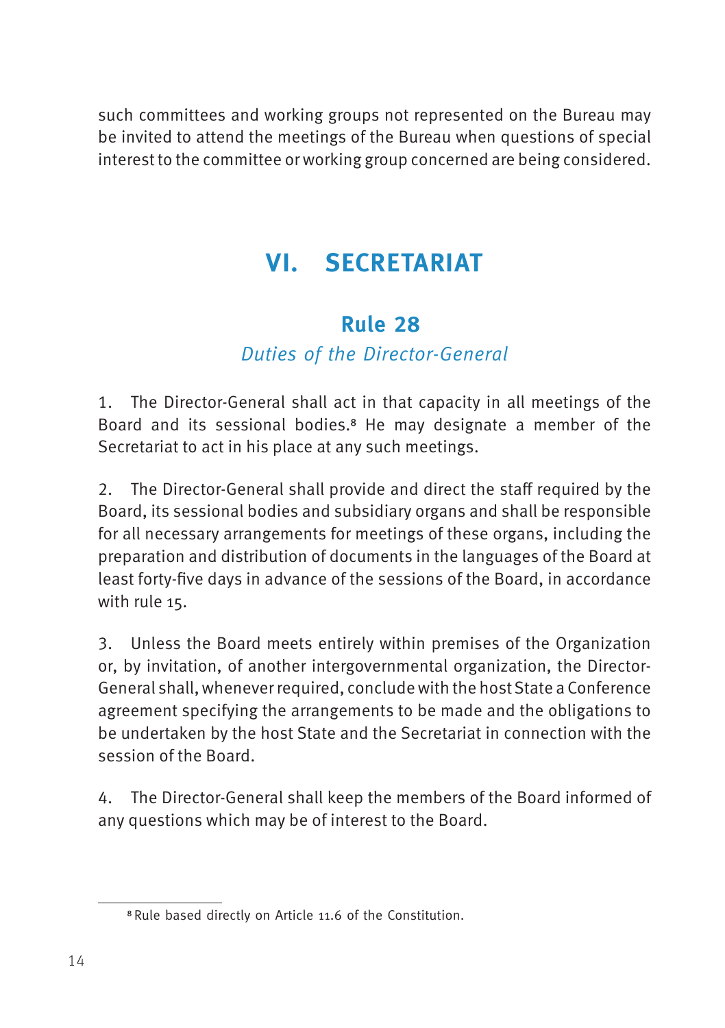such committees and working groups not represented on the Bureau may be invited to attend the meetings of the Bureau when questions of special interest to the committee or working group concerned are being considered.

# VI. SECRETARIAT

## Rule 28

*Duties of the Director-General*

1. The Director-General shall act in that capacity in all meetings of the Board and its sessional bodies.[8] He may designate a member of the Secretariat to act in his place at any such meetings.

2. The Director-General shall provide and direct the staff required by the Board, its sessional bodies and subsidiary organs and shall be responsible for all necessary arrangements for meetings of these organs, including the preparation and distribution of documents in the languages of the Board at least forty-five days in advance of the sessions of the Board, in accordance with rule 15.

3. Unless the Board meets entirely within premises of the Organization or, by invitation, of another intergovernmental organization, the Director-General shall, whenever required, conclude with the host State a Conference agreement specifying the arrangements to be made and the obligations to be undertaken by the host State and the Secretariat in connection with the session of the Board.

4. The Director-General shall keep the members of the Board informed of any questions which may be of interest to the Board.

---

[8] Rule based directly on Article 11.6 of the Constitution.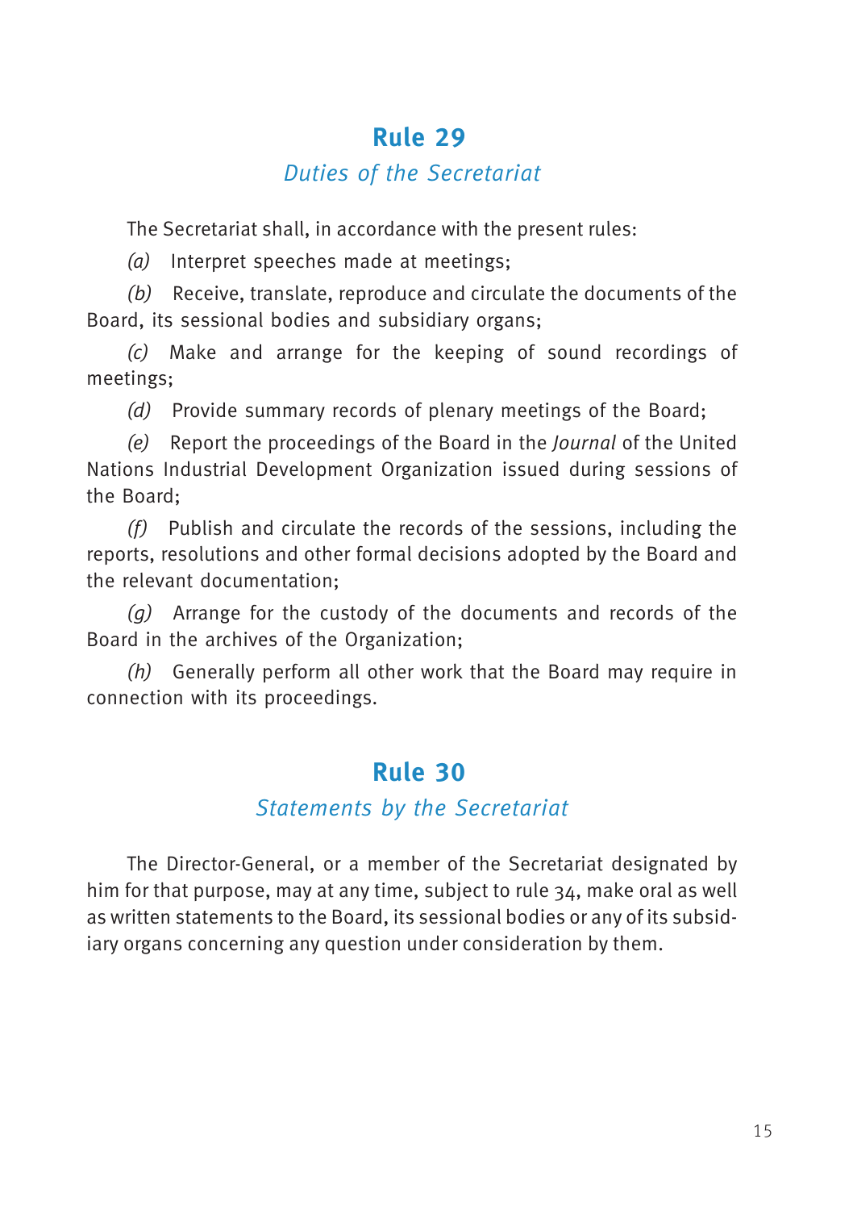## Rule 29

### *Duties of the Secretariat*

The Secretariat shall, in accordance with the present rules:

*(a)* Interpret speeches made at meetings;

*(b)* Receive, translate, reproduce and circulate the documents of the Board, its sessional bodies and subsidiary organs;

*(c)* Make and arrange for the keeping of sound recordings of meetings;

*(d)* Provide summary records of plenary meetings of the Board;

*(e)* Report the proceedings of the Board in the *Journal* of the United Nations Industrial Development Organization issued during sessions of the Board;

*(f)* Publish and circulate the records of the sessions, including the reports, resolutions and other formal decisions adopted by the Board and the relevant documentation;

*(g)* Arrange for the custody of the documents and records of the Board in the archives of the Organization;

*(h)* Generally perform all other work that the Board may require in connection with its proceedings.

## Rule 30

### *Statements by the Secretariat*

The Director-General, or a member of the Secretariat designated by him for that purpose, may at any time, subject to rule 34, make oral as well as written statements to the Board, its sessional bodies or any of its subsidiary organs concerning any question under consideration by them.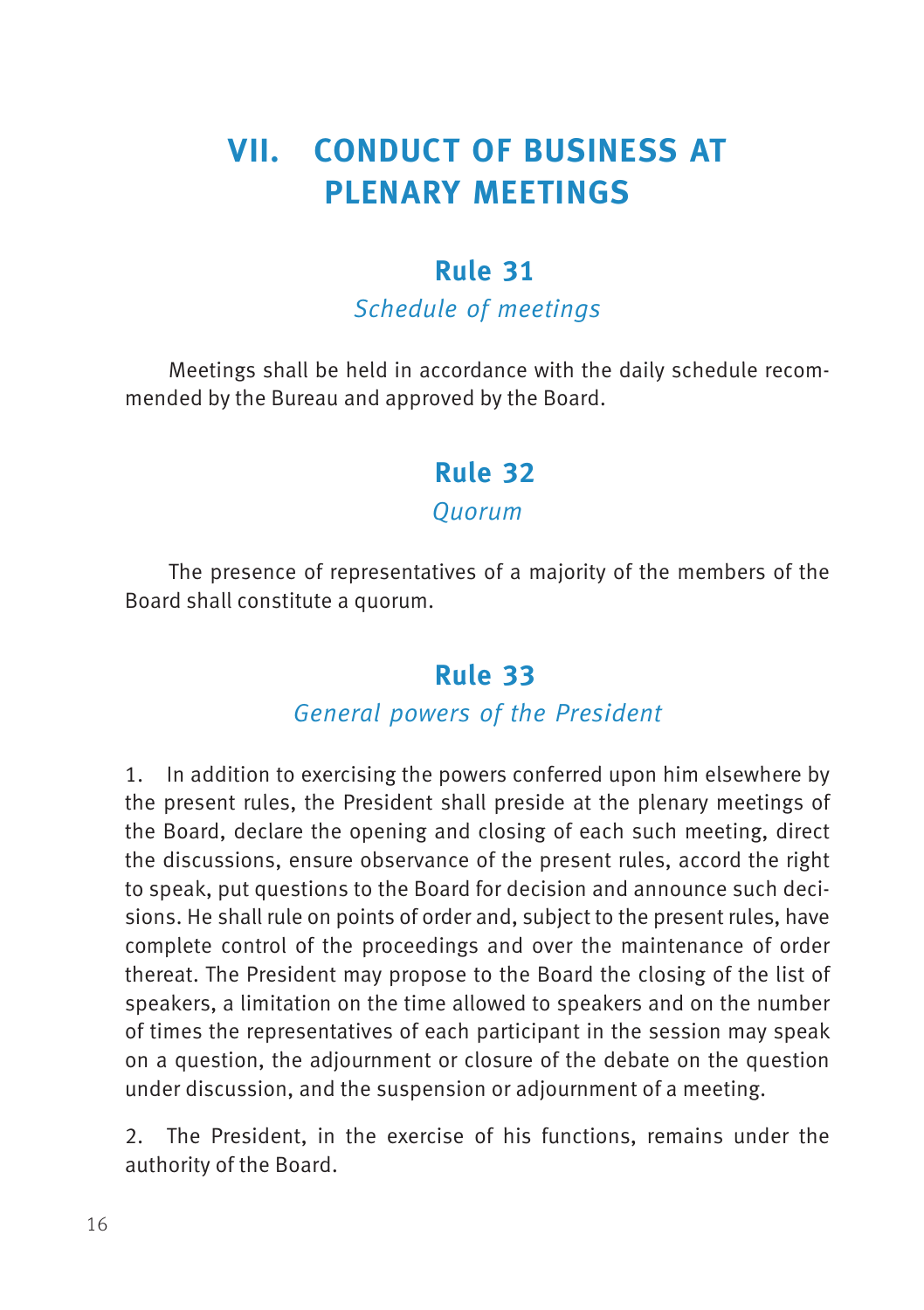# VII. CONDUCT OF BUSINESS AT PLENARY MEETINGS

## Rule 31

*Schedule of meetings*

Meetings shall be held in accordance with the daily schedule recommended by the Bureau and approved by the Board.

## Rule 32

*Quorum*

The presence of representatives of a majority of the members of the Board shall constitute a quorum.

## Rule 33

*General powers of the President*

1. In addition to exercising the powers conferred upon him elsewhere by the present rules, the President shall preside at the plenary meetings of the Board, declare the opening and closing of each such meeting, direct the discussions, ensure observance of the present rules, accord the right to speak, put questions to the Board for decision and announce such decisions. He shall rule on points of order and, subject to the present rules, have complete control of the proceedings and over the maintenance of order thereat. The President may propose to the Board the closing of the list of speakers, a limitation on the time allowed to speakers and on the number of times the representatives of each participant in the session may speak on a question, the adjournment or closure of the debate on the question under discussion, and the suspension or adjournment of a meeting.

2. The President, in the exercise of his functions, remains under the authority of the Board.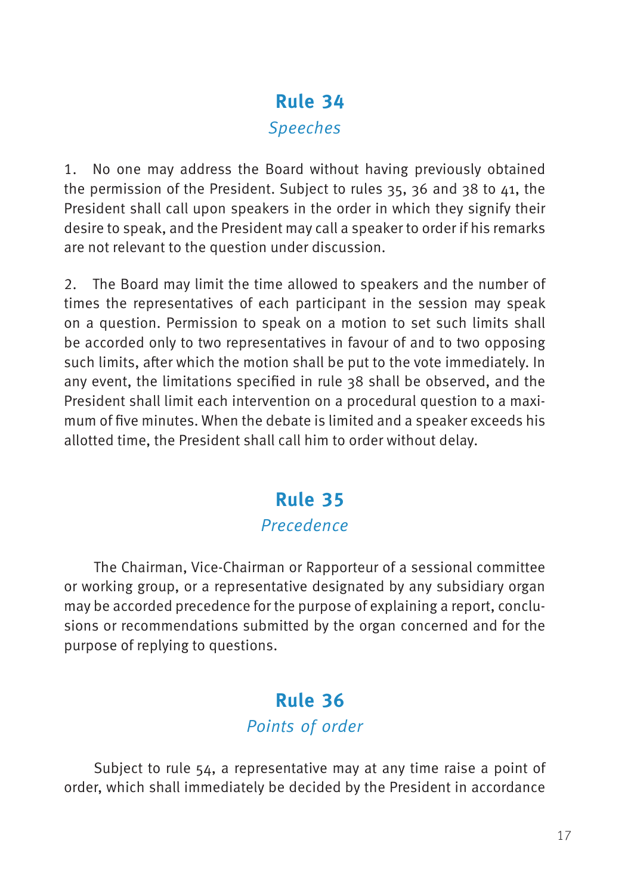## Rule 34

*Speeches*

1. No one may address the Board without having previously obtained the permission of the President. Subject to rules 35, 36 and 38 to 41, the President shall call upon speakers in the order in which they signify their desire to speak, and the President may call a speaker to order if his remarks are not relevant to the question under discussion.

2. The Board may limit the time allowed to speakers and the number of times the representatives of each participant in the session may speak on a question. Permission to speak on a motion to set such limits shall be accorded only to two representatives in favour of and to two opposing such limits, after which the motion shall be put to the vote immediately. In any event, the limitations specified in rule 38 shall be observed, and the President shall limit each intervention on a procedural question to a maximum of five minutes. When the debate is limited and a speaker exceeds his allotted time, the President shall call him to order without delay.

## Rule 35

*Precedence*

The Chairman, Vice-Chairman or Rapporteur of a sessional committee or working group, or a representative designated by any subsidiary organ may be accorded precedence for the purpose of explaining a report, conclusions or recommendations submitted by the organ concerned and for the purpose of replying to questions.

## Rule 36

*Points of order*

Subject to rule 54, a representative may at any time raise a point of order, which shall immediately be decided by the President in accordance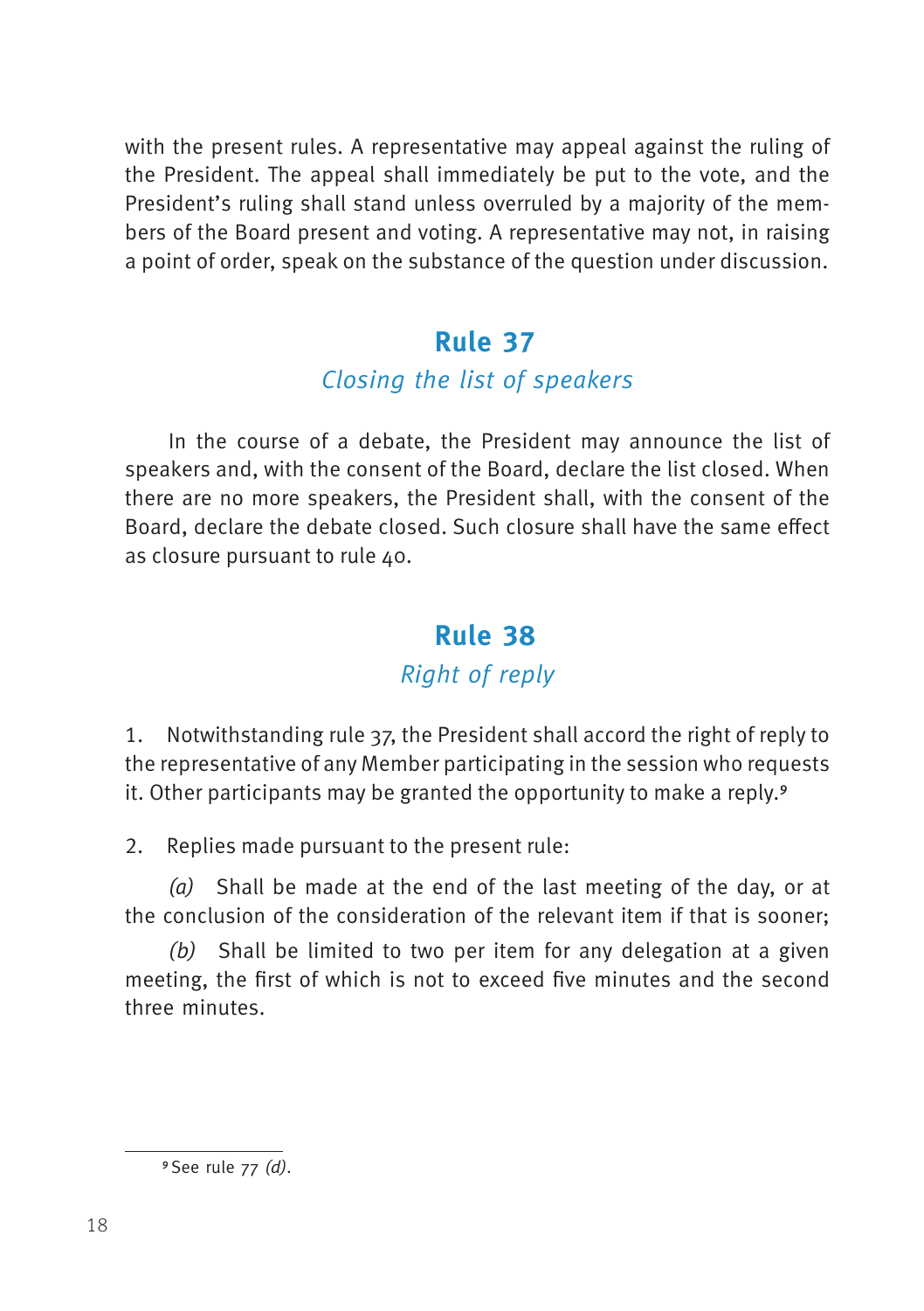with the present rules. A representative may appeal against the ruling of the President. The appeal shall immediately be put to the vote, and the President's ruling shall stand unless overruled by a majority of the members of the Board present and voting. A representative may not, in raising a point of order, speak on the substance of the question under discussion.

## Rule 37

*Closing the list of speakers*

In the course of a debate, the President may announce the list of speakers and, with the consent of the Board, declare the list closed. When there are no more speakers, the President shall, with the consent of the Board, declare the debate closed. Such closure shall have the same effect as closure pursuant to rule 40.

## Rule 38

*Right of reply*

1. Notwithstanding rule 37, the President shall accord the right of reply to the representative of any Member participating in the session who requests it. Other participants may be granted the opportunity to make a reply.[9]

2. Replies made pursuant to the present rule:

*(a)* Shall be made at the end of the last meeting of the day, or at the conclusion of the consideration of the relevant item if that is sooner;

*(b)* Shall be limited to two per item for any delegation at a given meeting, the first of which is not to exceed five minutes and the second three minutes.

---

[9] See rule 77 *(d)*.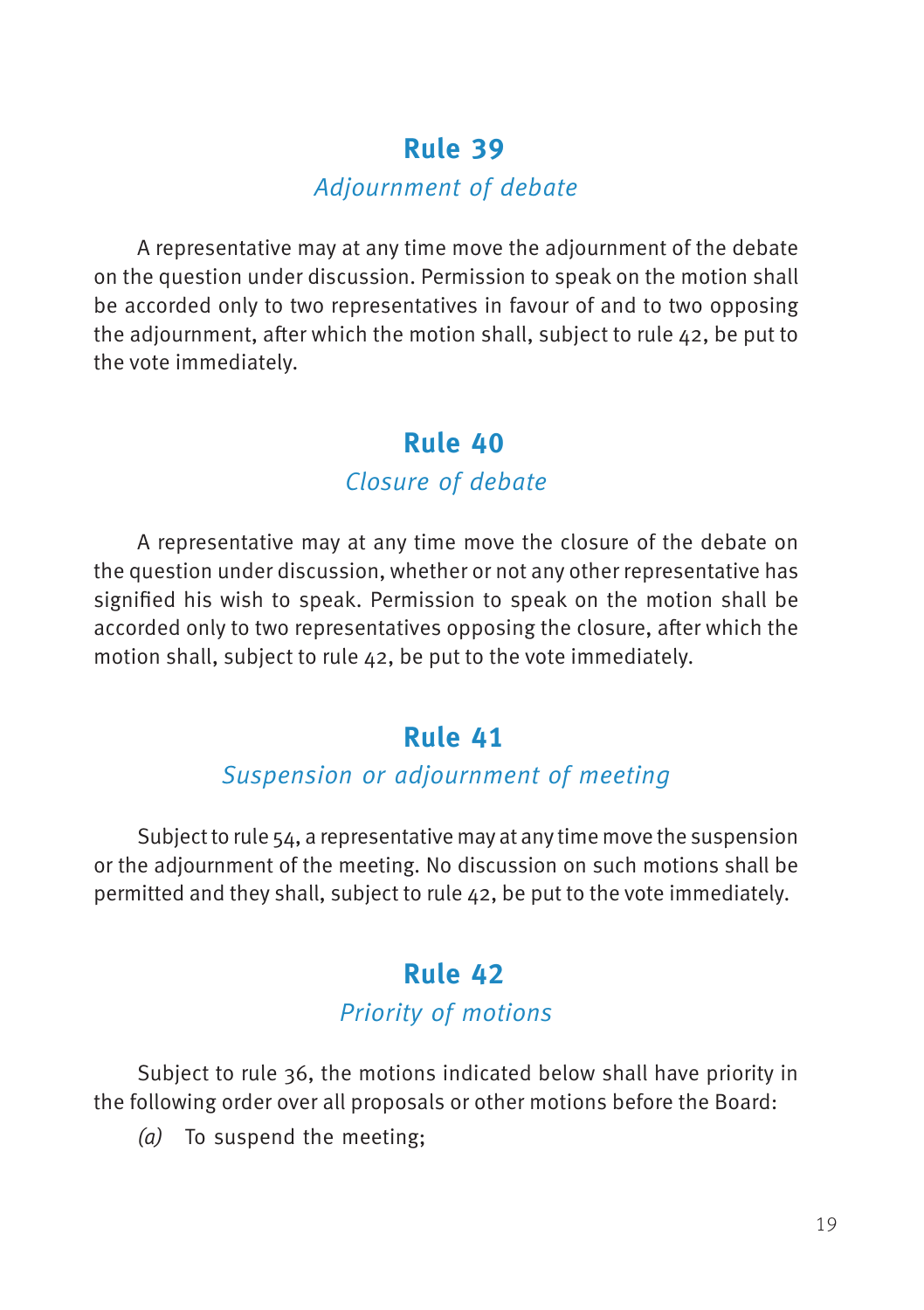## Rule 39

*Adjournment of debate*

A representative may at any time move the adjournment of the debate on the question under discussion. Permission to speak on the motion shall be accorded only to two representatives in favour of and to two opposing the adjournment, after which the motion shall, subject to rule 42, be put to the vote immediately.

## Rule 40

*Closure of debate*

A representative may at any time move the closure of the debate on the question under discussion, whether or not any other representative has signified his wish to speak. Permission to speak on the motion shall be accorded only to two representatives opposing the closure, after which the motion shall, subject to rule 42, be put to the vote immediately.

## Rule 41

*Suspension or adjournment of meeting*

Subject to rule 54, a representative may at any time move the suspension or the adjournment of the meeting. No discussion on such motions shall be permitted and they shall, subject to rule 42, be put to the vote immediately.

## Rule 42

*Priority of motions*

Subject to rule 36, the motions indicated below shall have priority in the following order over all proposals or other motions before the Board:

*(a)* To suspend the meeting;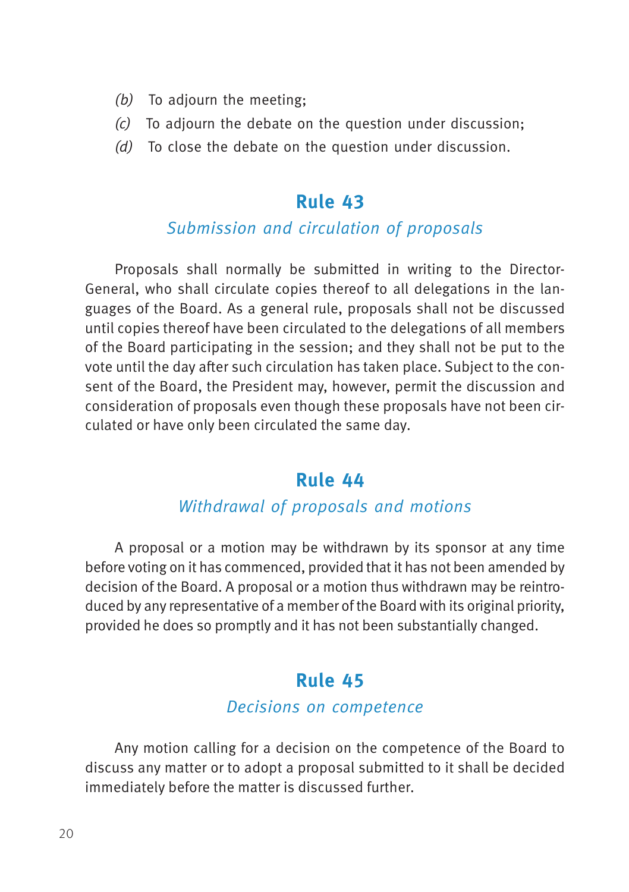(b) To adjourn the meeting;

(c) To adjourn the debate on the question under discussion;

(d) To close the debate on the question under discussion.

## Rule 43

### *Submission and circulation of proposals*

Proposals shall normally be submitted in writing to the Director-General, who shall circulate copies thereof to all delegations in the languages of the Board. As a general rule, proposals shall not be discussed until copies thereof have been circulated to the delegations of all members of the Board participating in the session; and they shall not be put to the vote until the day after such circulation has taken place. Subject to the consent of the Board, the President may, however, permit the discussion and consideration of proposals even though these proposals have not been circulated or have only been circulated the same day.

## Rule 44

### *Withdrawal of proposals and motions*

A proposal or a motion may be withdrawn by its sponsor at any time before voting on it has commenced, provided that it has not been amended by decision of the Board. A proposal or a motion thus withdrawn may be reintroduced by any representative of a member of the Board with its original priority, provided he does so promptly and it has not been substantially changed.

## Rule 45

### *Decisions on competence*

Any motion calling for a decision on the competence of the Board to discuss any matter or to adopt a proposal submitted to it shall be decided immediately before the matter is discussed further.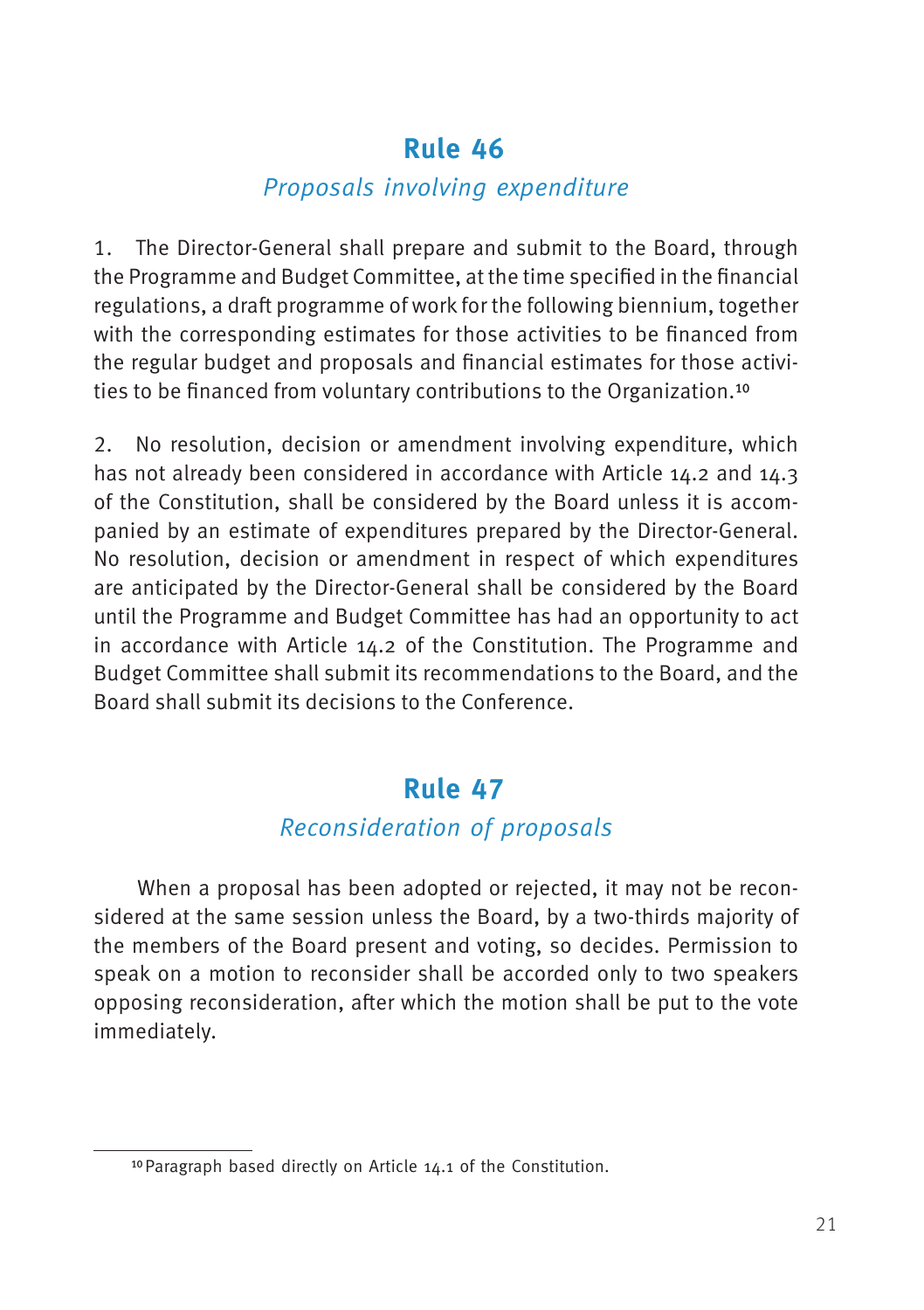## Rule 46

*Proposals involving expenditure*

1. The Director-General shall prepare and submit to the Board, through the Programme and Budget Committee, at the time specified in the financial regulations, a draft programme of work for the following biennium, together with the corresponding estimates for those activities to be financed from the regular budget and proposals and financial estimates for those activities to be financed from voluntary contributions to the Organization.[10]

2. No resolution, decision or amendment involving expenditure, which has not already been considered in accordance with Article 14.2 and 14.3 of the Constitution, shall be considered by the Board unless it is accompanied by an estimate of expenditures prepared by the Director-General. No resolution, decision or amendment in respect of which expenditures are anticipated by the Director-General shall be considered by the Board until the Programme and Budget Committee has had an opportunity to act in accordance with Article 14.2 of the Constitution. The Programme and Budget Committee shall submit its recommendations to the Board, and the Board shall submit its decisions to the Conference.

## Rule 47

*Reconsideration of proposals*

When a proposal has been adopted or rejected, it may not be reconsidered at the same session unless the Board, by a two-thirds majority of the members of the Board present and voting, so decides. Permission to speak on a motion to reconsider shall be accorded only to two speakers opposing reconsideration, after which the motion shall be put to the vote immediately.

---

[10] Paragraph based directly on Article 14.1 of the Constitution.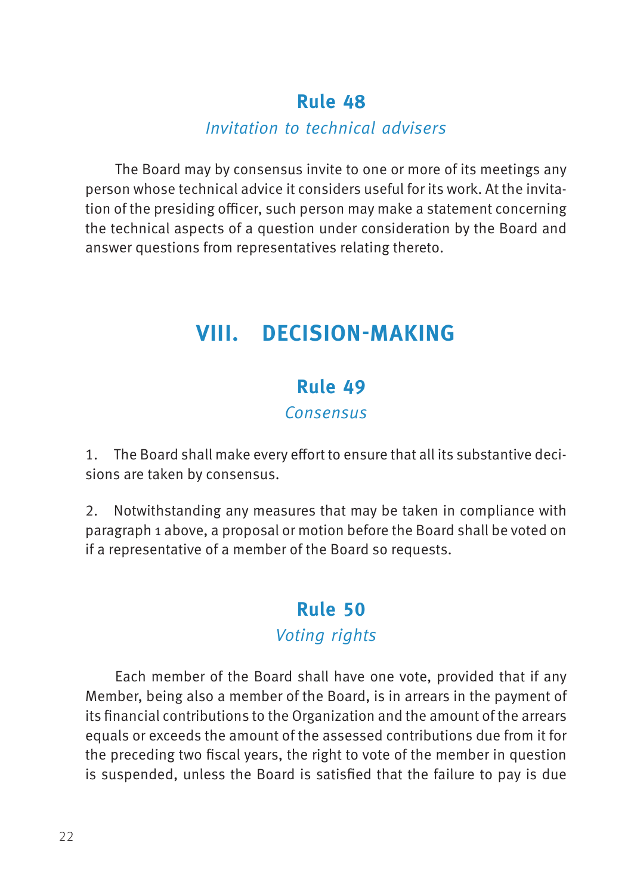## Rule 48

*Invitation to technical advisers*

The Board may by consensus invite to one or more of its meetings any person whose technical advice it considers useful for its work. At the invitation of the presiding officer, such person may make a statement concerning the technical aspects of a question under consideration by the Board and answer questions from representatives relating thereto.

# VIII. DECISION-MAKING

## Rule 49

*Consensus*

1. The Board shall make every effort to ensure that all its substantive decisions are taken by consensus.

2. Notwithstanding any measures that may be taken in compliance with paragraph 1 above, a proposal or motion before the Board shall be voted on if a representative of a member of the Board so requests.

## Rule 50

*Voting rights*

Each member of the Board shall have one vote, provided that if any Member, being also a member of the Board, is in arrears in the payment of its financial contributions to the Organization and the amount of the arrears equals or exceeds the amount of the assessed contributions due from it for the preceding two fiscal years, the right to vote of the member in question is suspended, unless the Board is satisfied that the failure to pay is due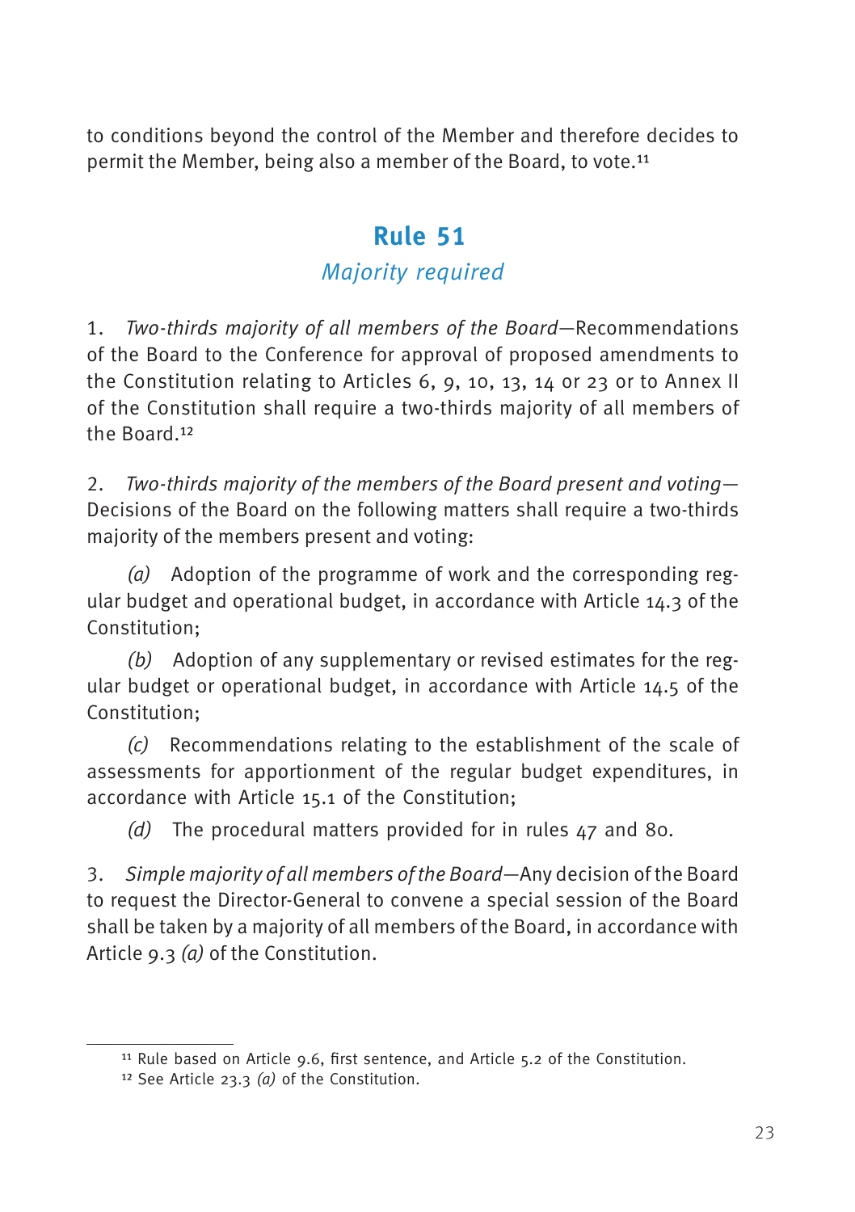to conditions beyond the control of the Member and therefore decides to permit the Member, being also a member of the Board, to vote.[11]

## Rule 51

### *Majority required*

1. *Two-thirds majority of all members of the Board*—Recommendations of the Board to the Conference for approval of proposed amendments to the Constitution relating to Articles 6, 9, 10, 13, 14 or 23 or to Annex II of the Constitution shall require a two-thirds majority of all members of the Board.[12]

2. *Two-thirds majority of the members of the Board present and voting*—Decisions of the Board on the following matters shall require a two-thirds majority of the members present and voting:

*(a)* Adoption of the programme of work and the corresponding regular budget and operational budget, in accordance with Article 14.3 of the Constitution;

*(b)* Adoption of any supplementary or revised estimates for the regular budget or operational budget, in accordance with Article 14.5 of the Constitution;

*(c)* Recommendations relating to the establishment of the scale of assessments for apportionment of the regular budget expenditures, in accordance with Article 15.1 of the Constitution;

*(d)* The procedural matters provided for in rules 47 and 80.

3. *Simple majority of all members of the Board*—Any decision of the Board to request the Director-General to convene a special session of the Board shall be taken by a majority of all members of the Board, in accordance with Article 9.3 *(a)* of the Constitution.

---

[11] Rule based on Article 9.6, first sentence, and Article 5.2 of the Constitution.

[12] See Article 23.3 *(a)* of the Constitution.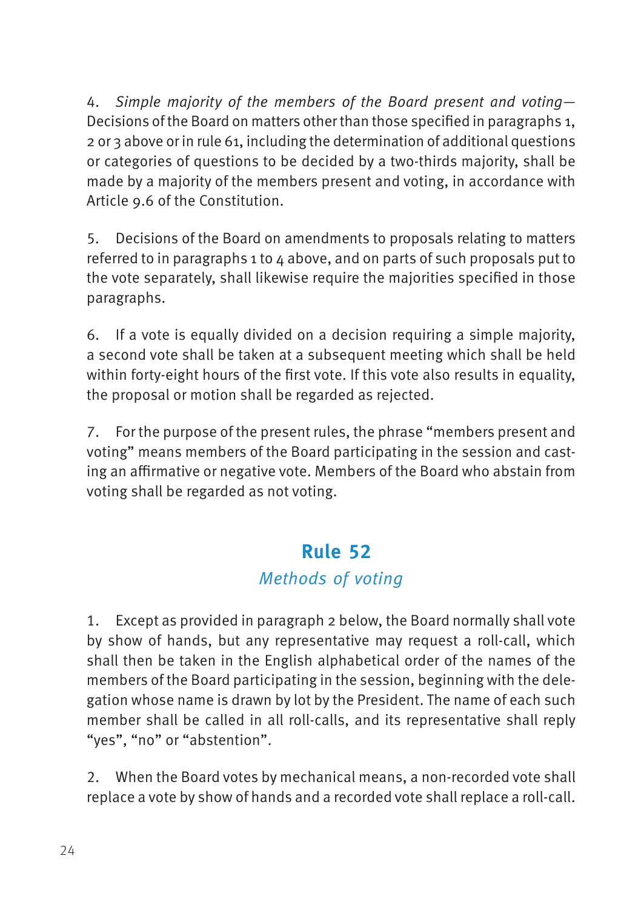4. *Simple majority of the members of the Board present and voting*—Decisions of the Board on matters other than those specified in paragraphs 1, 2 or 3 above or in rule 61, including the determination of additional questions or categories of questions to be decided by a two-thirds majority, shall be made by a majority of the members present and voting, in accordance with Article 9.6 of the Constitution.

5. Decisions of the Board on amendments to proposals relating to matters referred to in paragraphs 1 to 4 above, and on parts of such proposals put to the vote separately, shall likewise require the majorities specified in those paragraphs.

6. If a vote is equally divided on a decision requiring a simple majority, a second vote shall be taken at a subsequent meeting which shall be held within forty-eight hours of the first vote. If this vote also results in equality, the proposal or motion shall be regarded as rejected.

7. For the purpose of the present rules, the phrase "members present and voting" means members of the Board participating in the session and casting an affirmative or negative vote. Members of the Board who abstain from voting shall be regarded as not voting.

## Rule 52

### *Methods of voting*

1. Except as provided in paragraph 2 below, the Board normally shall vote by show of hands, but any representative may request a roll-call, which shall then be taken in the English alphabetical order of the names of the members of the Board participating in the session, beginning with the delegation whose name is drawn by lot by the President. The name of each such member shall be called in all roll-calls, and its representative shall reply "yes", "no" or "abstention".

2. When the Board votes by mechanical means, a non-recorded vote shall replace a vote by show of hands and a recorded vote shall replace a roll-call.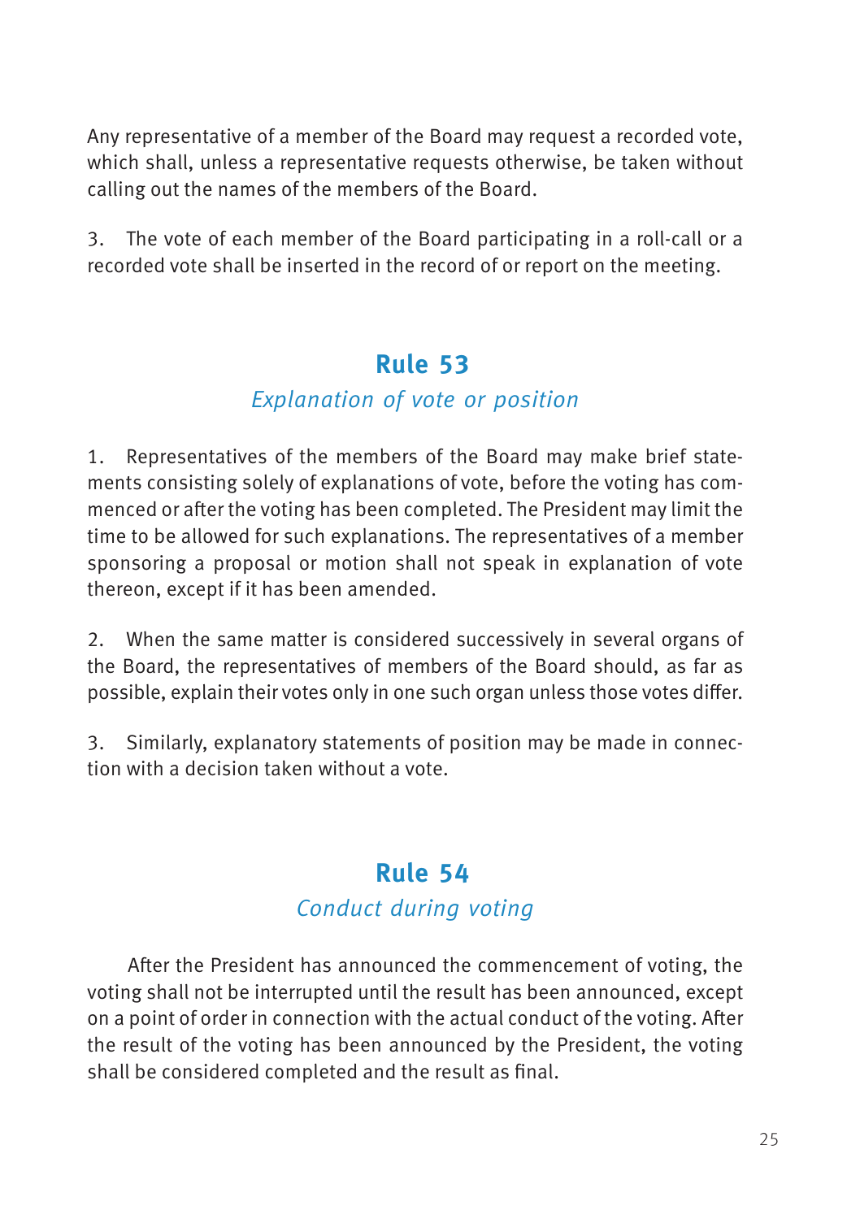Any representative of a member of the Board may request a recorded vote, which shall, unless a representative requests otherwise, be taken without calling out the names of the members of the Board.

3. The vote of each member of the Board participating in a roll-call or a recorded vote shall be inserted in the record of or report on the meeting.

## Rule 53

### *Explanation of vote or position*

1. Representatives of the members of the Board may make brief statements consisting solely of explanations of vote, before the voting has commenced or after the voting has been completed. The President may limit the time to be allowed for such explanations. The representatives of a member sponsoring a proposal or motion shall not speak in explanation of vote thereon, except if it has been amended.

2. When the same matter is considered successively in several organs of the Board, the representatives of members of the Board should, as far as possible, explain their votes only in one such organ unless those votes differ.

3. Similarly, explanatory statements of position may be made in connection with a decision taken without a vote.

## Rule 54

### *Conduct during voting*

After the President has announced the commencement of voting, the voting shall not be interrupted until the result has been announced, except on a point of order in connection with the actual conduct of the voting. After the result of the voting has been announced by the President, the voting shall be considered completed and the result as final.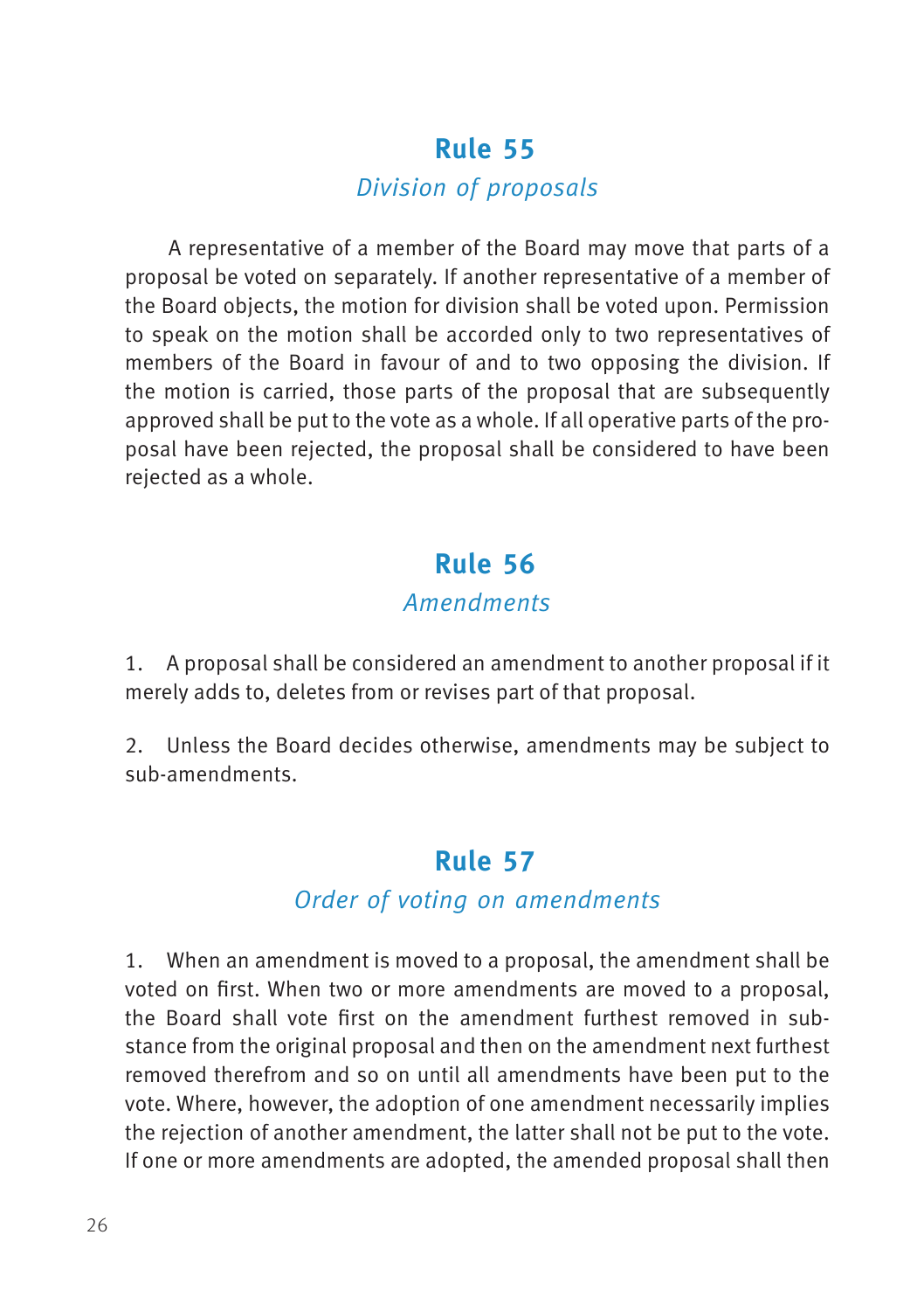## Rule 55

*Division of proposals*

A representative of a member of the Board may move that parts of a proposal be voted on separately. If another representative of a member of the Board objects, the motion for division shall be voted upon. Permission to speak on the motion shall be accorded only to two representatives of members of the Board in favour of and to two opposing the division. If the motion is carried, those parts of the proposal that are subsequently approved shall be put to the vote as a whole. If all operative parts of the proposal have been rejected, the proposal shall be considered to have been rejected as a whole.

## Rule 56

*Amendments*

1. A proposal shall be considered an amendment to another proposal if it merely adds to, deletes from or revises part of that proposal.

2. Unless the Board decides otherwise, amendments may be subject to sub-amendments.

## Rule 57

*Order of voting on amendments*

1. When an amendment is moved to a proposal, the amendment shall be voted on first. When two or more amendments are moved to a proposal, the Board shall vote first on the amendment furthest removed in substance from the original proposal and then on the amendment next furthest removed therefrom and so on until all amendments have been put to the vote. Where, however, the adoption of one amendment necessarily implies the rejection of another amendment, the latter shall not be put to the vote. If one or more amendments are adopted, the amended proposal shall then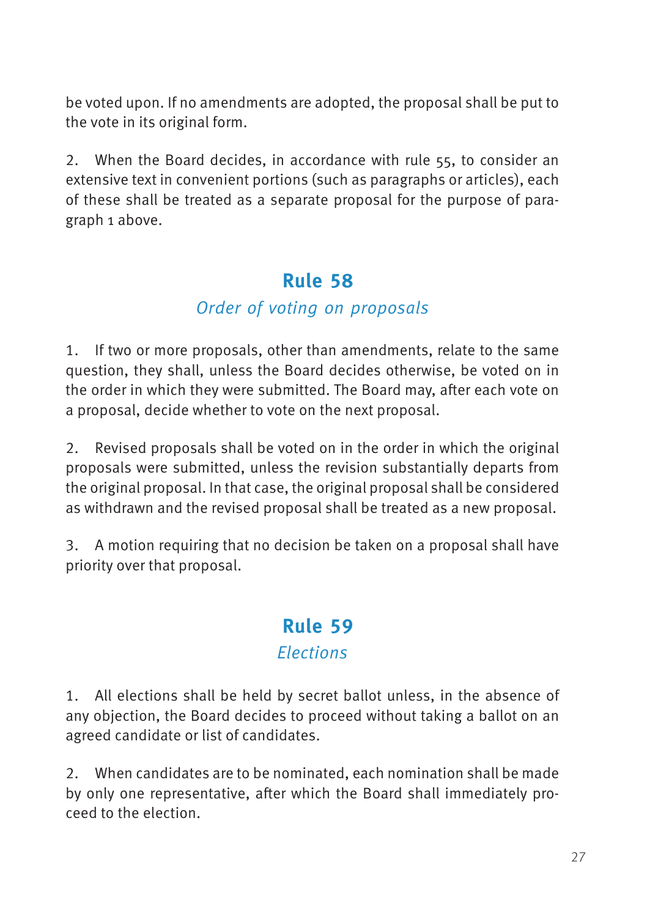be voted upon. If no amendments are adopted, the proposal shall be put to the vote in its original form.

2. When the Board decides, in accordance with rule 55, to consider an extensive text in convenient portions (such as paragraphs or articles), each of these shall be treated as a separate proposal for the purpose of paragraph 1 above.

## Rule 58

### *Order of voting on proposals*

1. If two or more proposals, other than amendments, relate to the same question, they shall, unless the Board decides otherwise, be voted on in the order in which they were submitted. The Board may, after each vote on a proposal, decide whether to vote on the next proposal.

2. Revised proposals shall be voted on in the order in which the original proposals were submitted, unless the revision substantially departs from the original proposal. In that case, the original proposal shall be considered as withdrawn and the revised proposal shall be treated as a new proposal.

3. A motion requiring that no decision be taken on a proposal shall have priority over that proposal.

## Rule 59

### *Elections*

1. All elections shall be held by secret ballot unless, in the absence of any objection, the Board decides to proceed without taking a ballot on an agreed candidate or list of candidates.

2. When candidates are to be nominated, each nomination shall be made by only one representative, after which the Board shall immediately proceed to the election.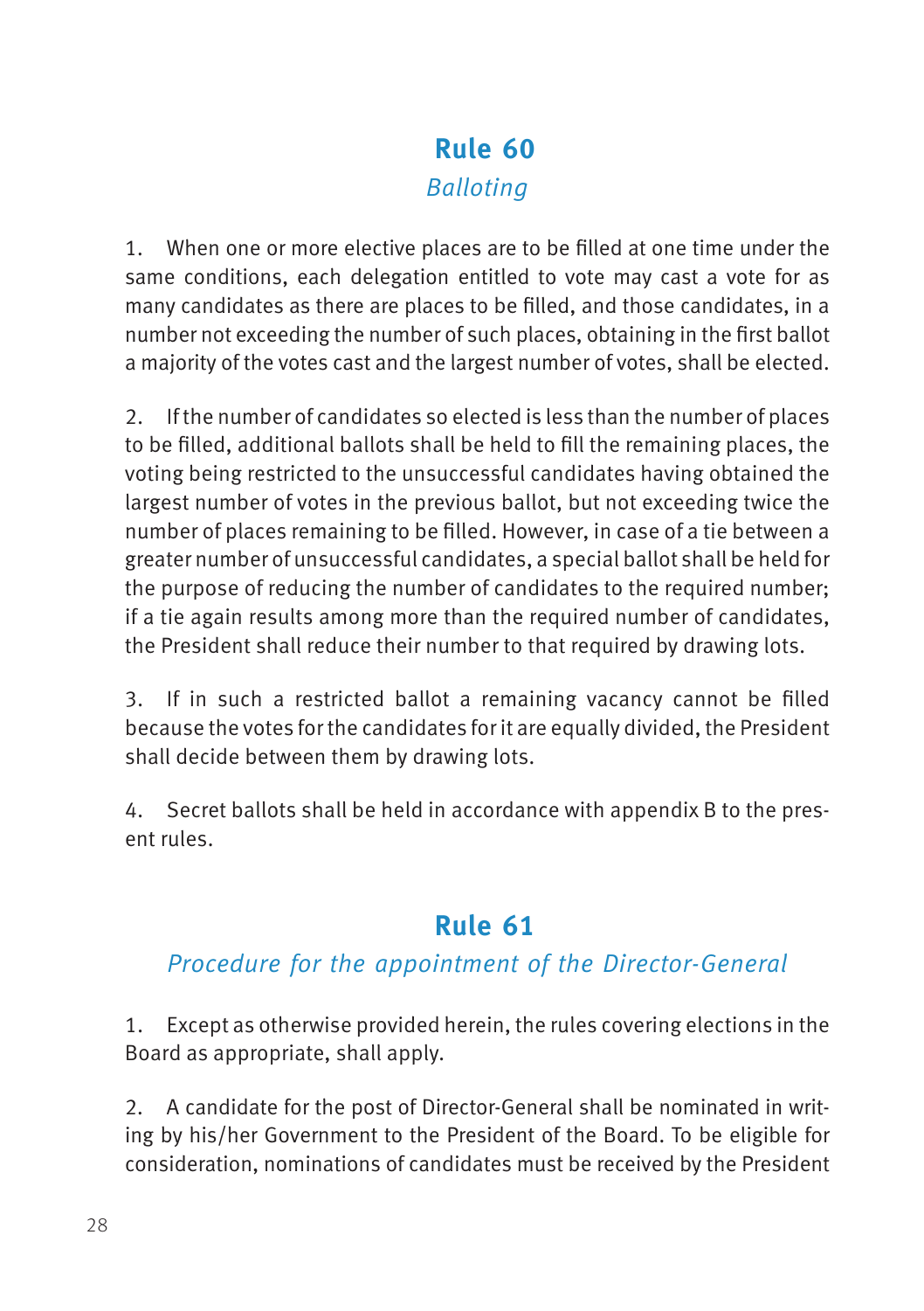## Rule 60

*Balloting*

1. When one or more elective places are to be filled at one time under the same conditions, each delegation entitled to vote may cast a vote for as many candidates as there are places to be filled, and those candidates, in a number not exceeding the number of such places, obtaining in the first ballot a majority of the votes cast and the largest number of votes, shall be elected.

2. If the number of candidates so elected is less than the number of places to be filled, additional ballots shall be held to fill the remaining places, the voting being restricted to the unsuccessful candidates having obtained the largest number of votes in the previous ballot, but not exceeding twice the number of places remaining to be filled. However, in case of a tie between a greater number of unsuccessful candidates, a special ballot shall be held for the purpose of reducing the number of candidates to the required number; if a tie again results among more than the required number of candidates, the President shall reduce their number to that required by drawing lots.

3. If in such a restricted ballot a remaining vacancy cannot be filled because the votes for the candidates for it are equally divided, the President shall decide between them by drawing lots.

4. Secret ballots shall be held in accordance with appendix B to the present rules.

## Rule 61

*Procedure for the appointment of the Director-General*

1. Except as otherwise provided herein, the rules covering elections in the Board as appropriate, shall apply.

2. A candidate for the post of Director-General shall be nominated in writing by his/her Government to the President of the Board. To be eligible for consideration, nominations of candidates must be received by the President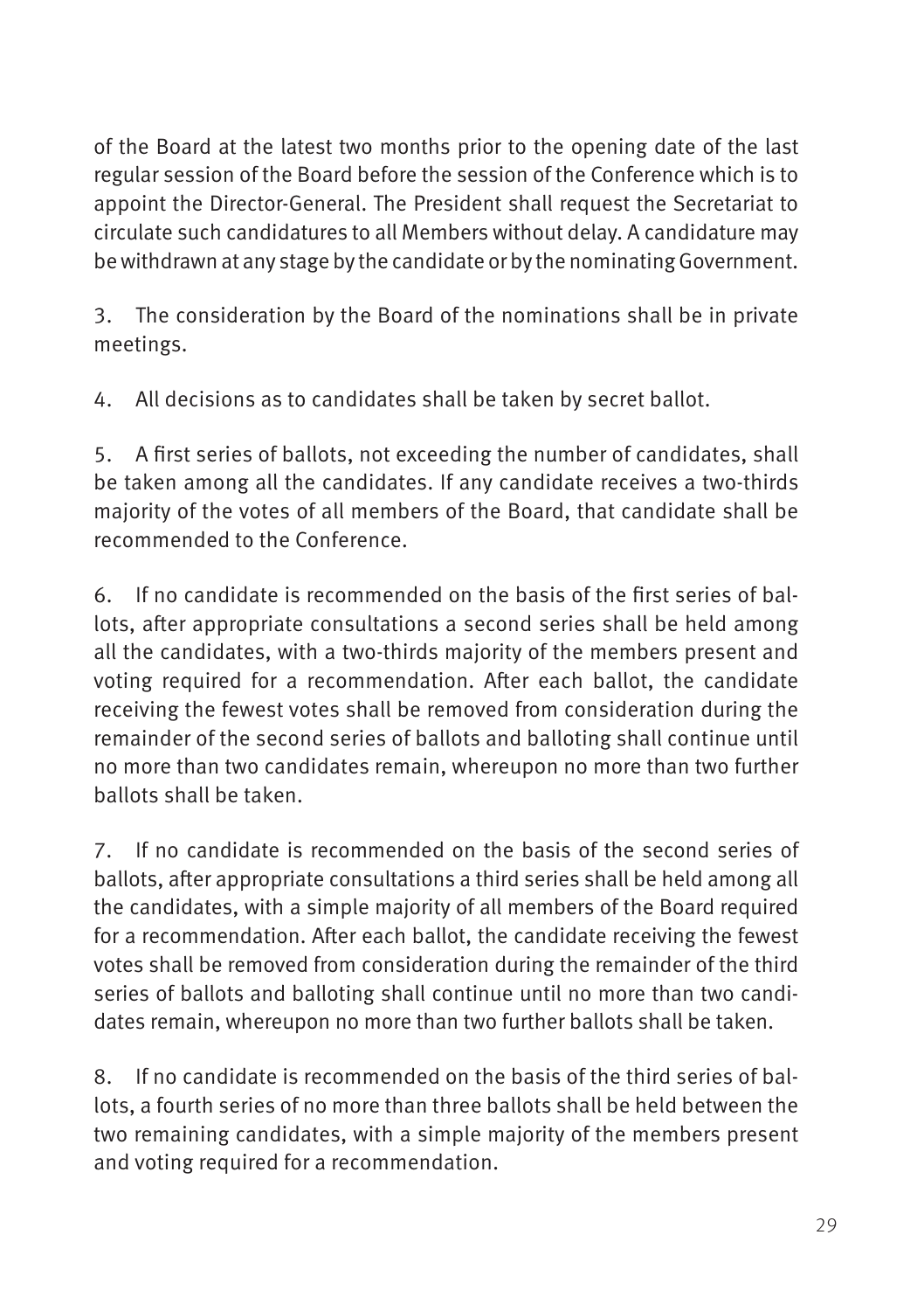of the Board at the latest two months prior to the opening date of the last regular session of the Board before the session of the Conference which is to appoint the Director-General. The President shall request the Secretariat to circulate such candidatures to all Members without delay. A candidature may be withdrawn at any stage by the candidate or by the nominating Government.

3. The consideration by the Board of the nominations shall be in private meetings.

4. All decisions as to candidates shall be taken by secret ballot.

5. A first series of ballots, not exceeding the number of candidates, shall be taken among all the candidates. If any candidate receives a two-thirds majority of the votes of all members of the Board, that candidate shall be recommended to the Conference.

6. If no candidate is recommended on the basis of the first series of ballots, after appropriate consultations a second series shall be held among all the candidates, with a two-thirds majority of the members present and voting required for a recommendation. After each ballot, the candidate receiving the fewest votes shall be removed from consideration during the remainder of the second series of ballots and balloting shall continue until no more than two candidates remain, whereupon no more than two further ballots shall be taken.

7. If no candidate is recommended on the basis of the second series of ballots, after appropriate consultations a third series shall be held among all the candidates, with a simple majority of all members of the Board required for a recommendation. After each ballot, the candidate receiving the fewest votes shall be removed from consideration during the remainder of the third series of ballots and balloting shall continue until no more than two candidates remain, whereupon no more than two further ballots shall be taken.

8. If no candidate is recommended on the basis of the third series of ballots, a fourth series of no more than three ballots shall be held between the two remaining candidates, with a simple majority of the members present and voting required for a recommendation.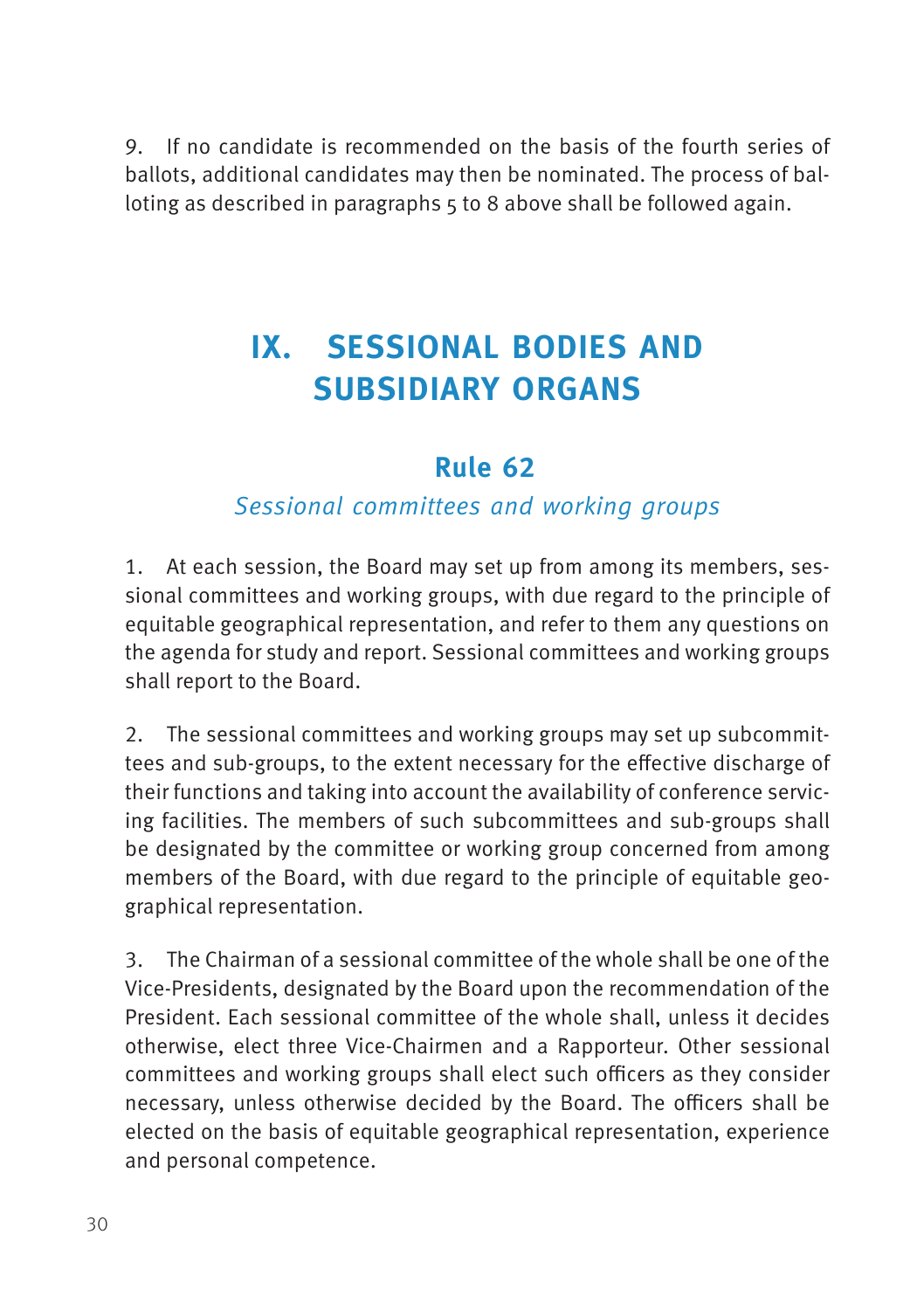9. If no candidate is recommended on the basis of the fourth series of ballots, additional candidates may then be nominated. The process of balloting as described in paragraphs 5 to 8 above shall be followed again.

# IX. SESSIONAL BODIES AND SUBSIDIARY ORGANS

## Rule 62

*Sessional committees and working groups*

1. At each session, the Board may set up from among its members, sessional committees and working groups, with due regard to the principle of equitable geographical representation, and refer to them any questions on the agenda for study and report. Sessional committees and working groups shall report to the Board.

2. The sessional committees and working groups may set up subcommittees and sub-groups, to the extent necessary for the effective discharge of their functions and taking into account the availability of conference servicing facilities. The members of such subcommittees and sub-groups shall be designated by the committee or working group concerned from among members of the Board, with due regard to the principle of equitable geographical representation.

3. The Chairman of a sessional committee of the whole shall be one of the Vice-Presidents, designated by the Board upon the recommendation of the President. Each sessional committee of the whole shall, unless it decides otherwise, elect three Vice-Chairmen and a Rapporteur. Other sessional committees and working groups shall elect such officers as they consider necessary, unless otherwise decided by the Board. The officers shall be elected on the basis of equitable geographical representation, experience and personal competence.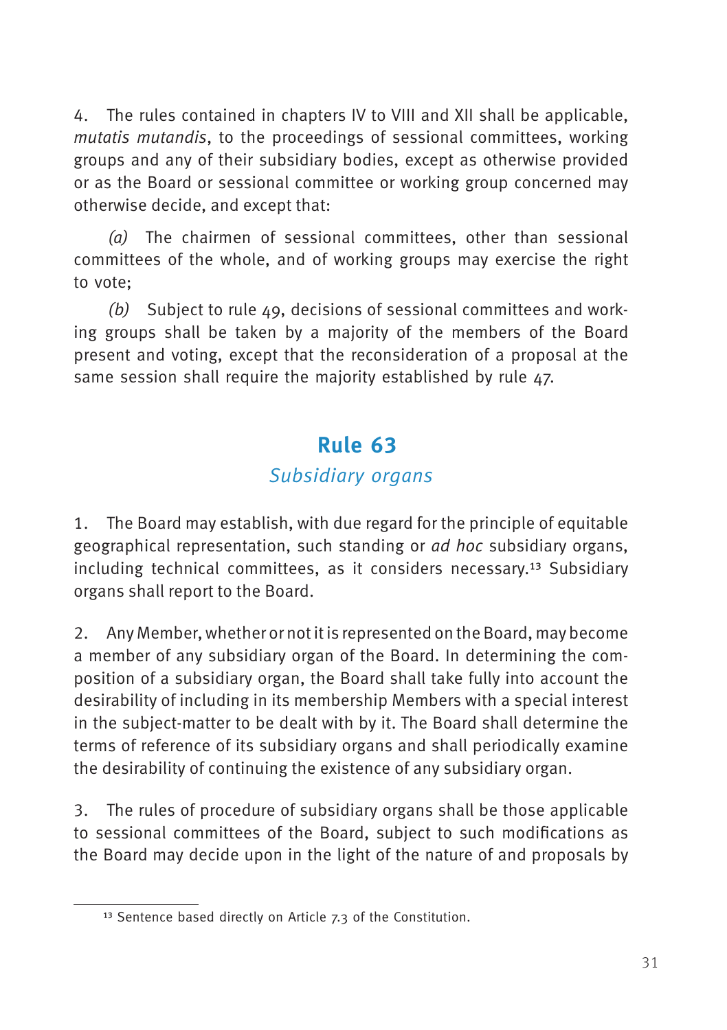4. The rules contained in chapters IV to VIII and XII shall be applicable, *mutatis mutandis*, to the proceedings of sessional committees, working groups and any of their subsidiary bodies, except as otherwise provided or as the Board or sessional committee or working group concerned may otherwise decide, and except that:

*(a)* The chairmen of sessional committees, other than sessional committees of the whole, and of working groups may exercise the right to vote;

*(b)* Subject to rule 49, decisions of sessional committees and working groups shall be taken by a majority of the members of the Board present and voting, except that the reconsideration of a proposal at the same session shall require the majority established by rule 47.

## Rule 63

### *Subsidiary organs*

1. The Board may establish, with due regard for the principle of equitable geographical representation, such standing or *ad hoc* subsidiary organs, including technical committees, as it considers necessary.[13] Subsidiary organs shall report to the Board.

2. Any Member, whether or not it is represented on the Board, may become a member of any subsidiary organ of the Board. In determining the composition of a subsidiary organ, the Board shall take fully into account the desirability of including in its membership Members with a special interest in the subject-matter to be dealt with by it. The Board shall determine the terms of reference of its subsidiary organs and shall periodically examine the desirability of continuing the existence of any subsidiary organ.

3. The rules of procedure of subsidiary organs shall be those applicable to sessional committees of the Board, subject to such modifications as the Board may decide upon in the light of the nature of and proposals by

---

[13] Sentence based directly on Article 7.3 of the Constitution.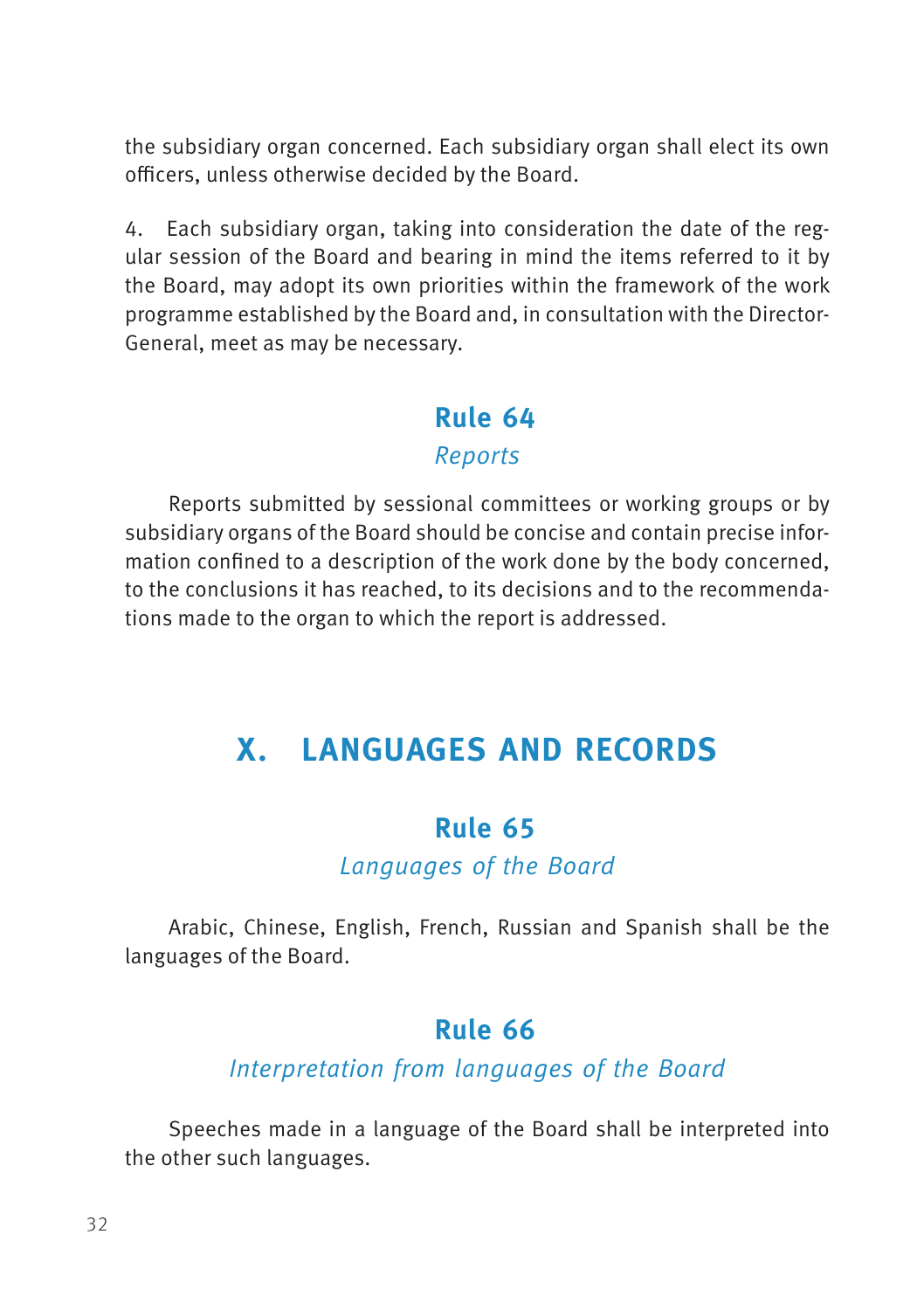the subsidiary organ concerned. Each subsidiary organ shall elect its own officers, unless otherwise decided by the Board.

4. Each subsidiary organ, taking into consideration the date of the regular session of the Board and bearing in mind the items referred to it by the Board, may adopt its own priorities within the framework of the work programme established by the Board and, in consultation with the Director-General, meet as may be necessary.

### Rule 64

*Reports*

Reports submitted by sessional committees or working groups or by subsidiary organs of the Board should be concise and contain precise information confined to a description of the work done by the body concerned, to the conclusions it has reached, to its decisions and to the recommendations made to the organ to which the report is addressed.

## X. LANGUAGES AND RECORDS

### Rule 65

*Languages of the Board*

Arabic, Chinese, English, French, Russian and Spanish shall be the languages of the Board.

### Rule 66

*Interpretation from languages of the Board*

Speeches made in a language of the Board shall be interpreted into the other such languages.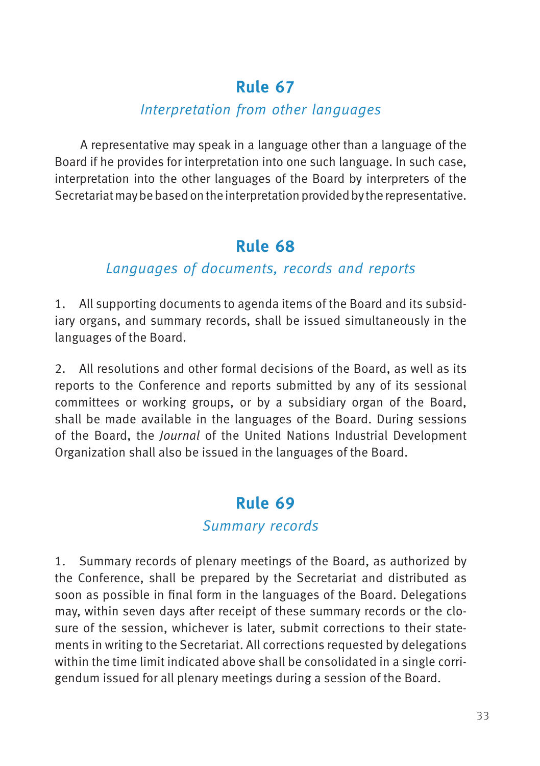## Rule 67

*Interpretation from other languages*

A representative may speak in a language other than a language of the Board if he provides for interpretation into one such language. In such case, interpretation into the other languages of the Board by interpreters of the Secretariat may be based on the interpretation provided by the representative.

## Rule 68

*Languages of documents, records and reports*

1. All supporting documents to agenda items of the Board and its subsidiary organs, and summary records, shall be issued simultaneously in the languages of the Board.

2. All resolutions and other formal decisions of the Board, as well as its reports to the Conference and reports submitted by any of its sessional committees or working groups, or by a subsidiary organ of the Board, shall be made available in the languages of the Board. During sessions of the Board, the *Journal* of the United Nations Industrial Development Organization shall also be issued in the languages of the Board.

## Rule 69

*Summary records*

1. Summary records of plenary meetings of the Board, as authorized by the Conference, shall be prepared by the Secretariat and distributed as soon as possible in final form in the languages of the Board. Delegations may, within seven days after receipt of these summary records or the closure of the session, whichever is later, submit corrections to their statements in writing to the Secretariat. All corrections requested by delegations within the time limit indicated above shall be consolidated in a single corrigendum issued for all plenary meetings during a session of the Board.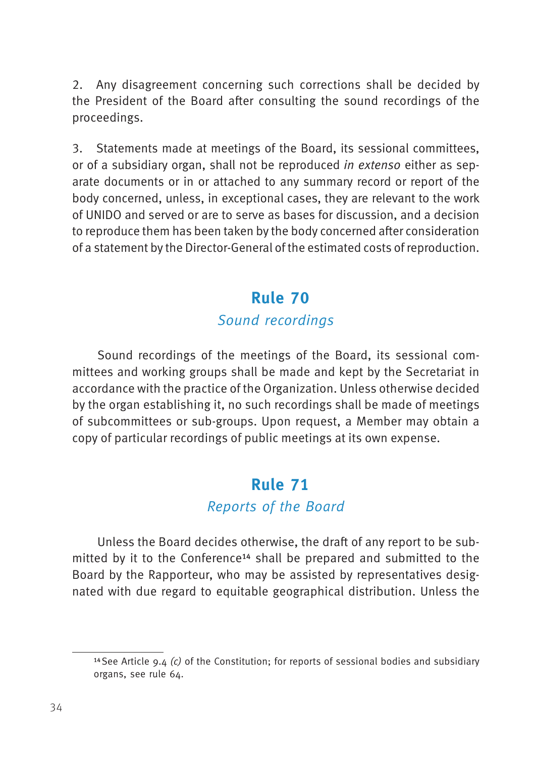2. Any disagreement concerning such corrections shall be decided by the President of the Board after consulting the sound recordings of the proceedings.

3. Statements made at meetings of the Board, its sessional committees, or of a subsidiary organ, shall not be reproduced *in extenso* either as separate documents or in or attached to any summary record or report of the body concerned, unless, in exceptional cases, they are relevant to the work of UNIDO and served or are to serve as bases for discussion, and a decision to reproduce them has been taken by the body concerned after consideration of a statement by the Director-General of the estimated costs of reproduction.

## Rule 70

*Sound recordings*

Sound recordings of the meetings of the Board, its sessional committees and working groups shall be made and kept by the Secretariat in accordance with the practice of the Organization. Unless otherwise decided by the organ establishing it, no such recordings shall be made of meetings of subcommittees or sub-groups. Upon request, a Member may obtain a copy of particular recordings of public meetings at its own expense.

## Rule 71

*Reports of the Board*

Unless the Board decides otherwise, the draft of any report to be submitted by it to the Conference[14] shall be prepared and submitted to the Board by the Rapporteur, who may be assisted by representatives designated with due regard to equitable geographical distribution. Unless the

[14] See Article 9.4 *(c)* of the Constitution; for reports of sessional bodies and subsidiary organs, see rule 64.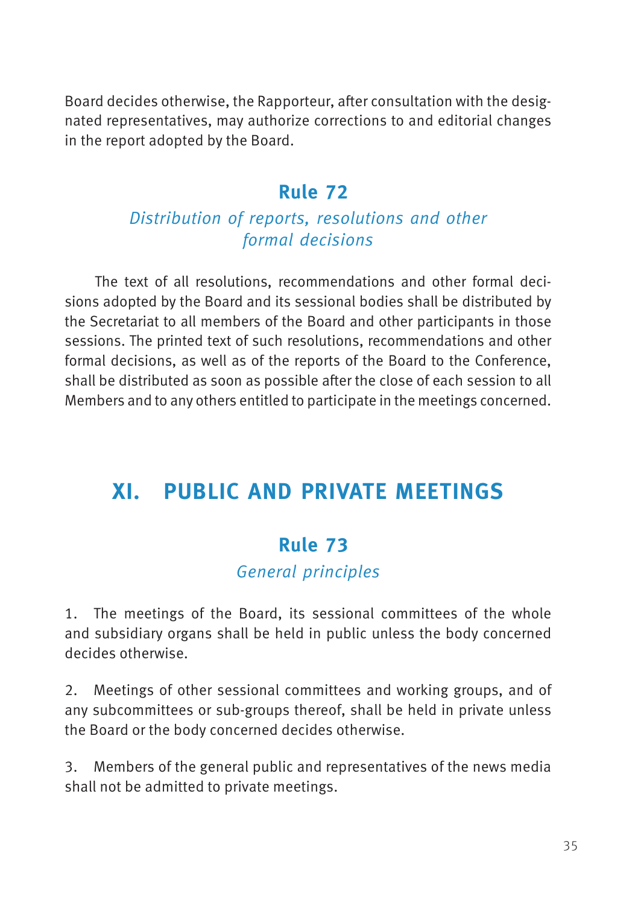Board decides otherwise, the Rapporteur, after consultation with the designated representatives, may authorize corrections to and editorial changes in the report adopted by the Board.

### Rule 72

*Distribution of reports, resolutions and other formal decisions*

The text of all resolutions, recommendations and other formal decisions adopted by the Board and its sessional bodies shall be distributed by the Secretariat to all members of the Board and other participants in those sessions. The printed text of such resolutions, recommendations and other formal decisions, as well as of the reports of the Board to the Conference, shall be distributed as soon as possible after the close of each session to all Members and to any others entitled to participate in the meetings concerned.

## XI. PUBLIC AND PRIVATE MEETINGS

### Rule 73

*General principles*

1. The meetings of the Board, its sessional committees of the whole and subsidiary organs shall be held in public unless the body concerned decides otherwise.

2. Meetings of other sessional committees and working groups, and of any subcommittees or sub-groups thereof, shall be held in private unless the Board or the body concerned decides otherwise.

3. Members of the general public and representatives of the news media shall not be admitted to private meetings.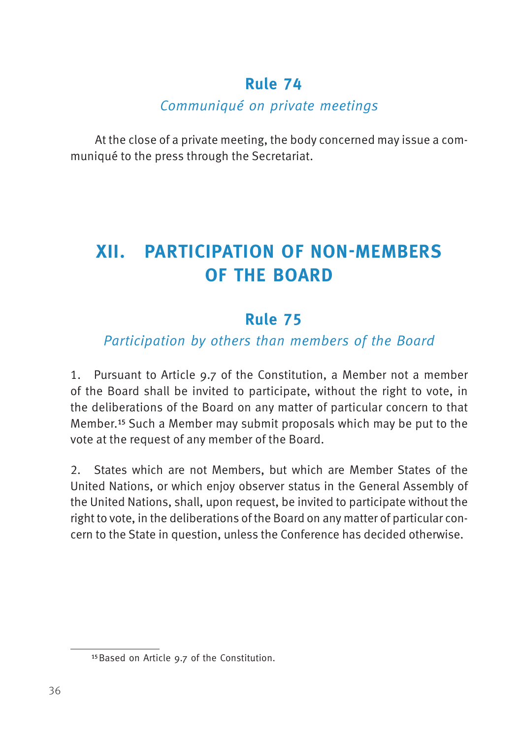## Rule 74

*Communiqué on private meetings*

At the close of a private meeting, the body concerned may issue a communiqué to the press through the Secretariat.

# XII. PARTICIPATION OF NON-MEMBERS OF THE BOARD

## Rule 75

*Participation by others than members of the Board*

1. Pursuant to Article 9.7 of the Constitution, a Member not a member of the Board shall be invited to participate, without the right to vote, in the deliberations of the Board on any matter of particular concern to that Member.[15] Such a Member may submit proposals which may be put to the vote at the request of any member of the Board.

2. States which are not Members, but which are Member States of the United Nations, or which enjoy observer status in the General Assembly of the United Nations, shall, upon request, be invited to participate without the right to vote, in the deliberations of the Board on any matter of particular concern to the State in question, unless the Conference has decided otherwise.

[15] Based on Article 9.7 of the Constitution.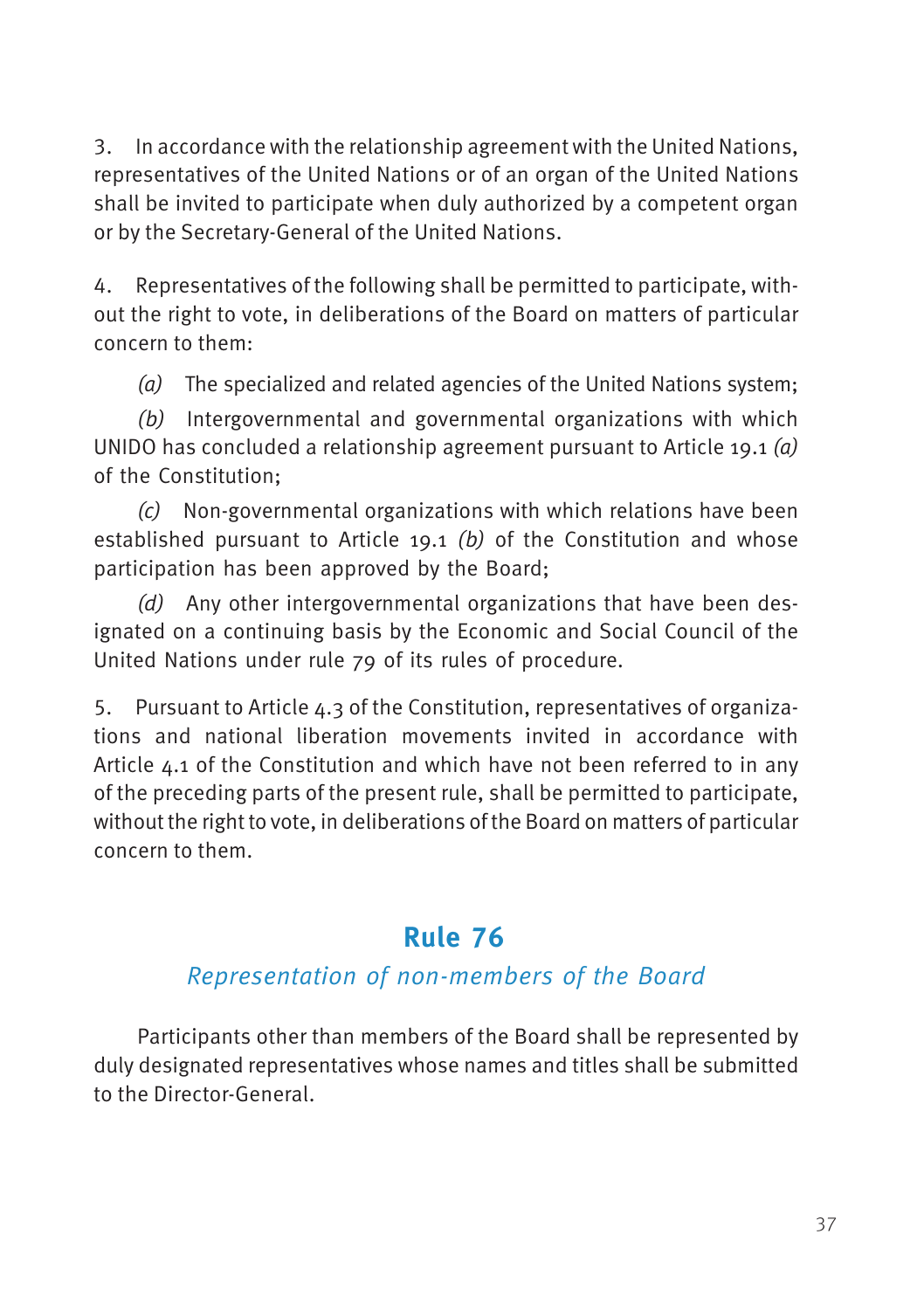3. In accordance with the relationship agreement with the United Nations, representatives of the United Nations or of an organ of the United Nations shall be invited to participate when duly authorized by a competent organ or by the Secretary-General of the United Nations.

4. Representatives of the following shall be permitted to participate, without the right to vote, in deliberations of the Board on matters of particular concern to them:

*(a)* The specialized and related agencies of the United Nations system;

*(b)* Intergovernmental and governmental organizations with which UNIDO has concluded a relationship agreement pursuant to Article 19.1 *(a)* of the Constitution;

*(c)* Non-governmental organizations with which relations have been established pursuant to Article 19.1 *(b)* of the Constitution and whose participation has been approved by the Board;

*(d)* Any other intergovernmental organizations that have been designated on a continuing basis by the Economic and Social Council of the United Nations under rule 79 of its rules of procedure.

5. Pursuant to Article 4.3 of the Constitution, representatives of organizations and national liberation movements invited in accordance with Article 4.1 of the Constitution and which have not been referred to in any of the preceding parts of the present rule, shall be permitted to participate, without the right to vote, in deliberations of the Board on matters of particular concern to them.

## Rule 76

### *Representation of non-members of the Board*

Participants other than members of the Board shall be represented by duly designated representatives whose names and titles shall be submitted to the Director-General.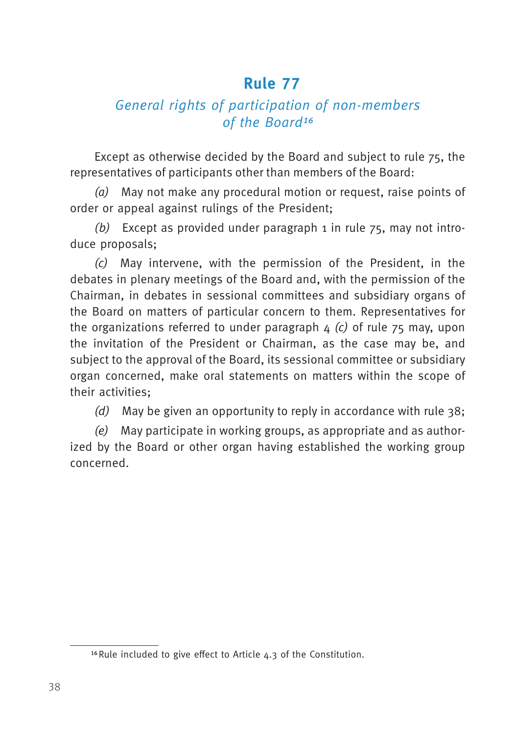## Rule 77

### *General rights of participation of non-members of the Board*[16]

Except as otherwise decided by the Board and subject to rule 75, the representatives of participants other than members of the Board:

*(a)* May not make any procedural motion or request, raise points of order or appeal against rulings of the President;

*(b)* Except as provided under paragraph 1 in rule 75, may not introduce proposals;

*(c)* May intervene, with the permission of the President, in the debates in plenary meetings of the Board and, with the permission of the Chairman, in debates in sessional committees and subsidiary organs of the Board on matters of particular concern to them. Representatives for the organizations referred to under paragraph 4 *(c)* of rule 75 may, upon the invitation of the President or Chairman, as the case may be, and subject to the approval of the Board, its sessional committee or subsidiary organ concerned, make oral statements on matters within the scope of their activities;

*(d)* May be given an opportunity to reply in accordance with rule 38;

*(e)* May participate in working groups, as appropriate and as authorized by the Board or other organ having established the working group concerned.

---

[16] Rule included to give effect to Article 4.3 of the Constitution.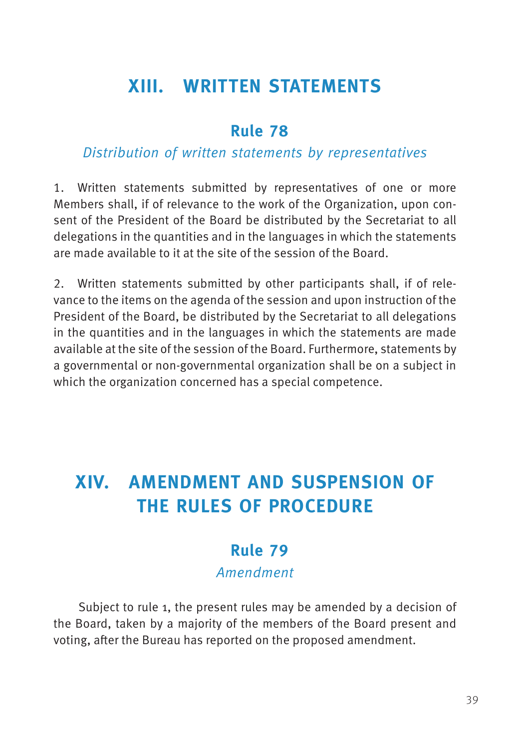# XIII. WRITTEN STATEMENTS

## Rule 78

*Distribution of written statements by representatives*

1. Written statements submitted by representatives of one or more Members shall, if of relevance to the work of the Organization, upon consent of the President of the Board be distributed by the Secretariat to all delegations in the quantities and in the languages in which the statements are made available to it at the site of the session of the Board.

2. Written statements submitted by other participants shall, if of relevance to the items on the agenda of the session and upon instruction of the President of the Board, be distributed by the Secretariat to all delegations in the quantities and in the languages in which the statements are made available at the site of the session of the Board. Furthermore, statements by a governmental or non-governmental organization shall be on a subject in which the organization concerned has a special competence.

# XIV. AMENDMENT AND SUSPENSION OF THE RULES OF PROCEDURE

## Rule 79

*Amendment*

Subject to rule 1, the present rules may be amended by a decision of the Board, taken by a majority of the members of the Board present and voting, after the Bureau has reported on the proposed amendment.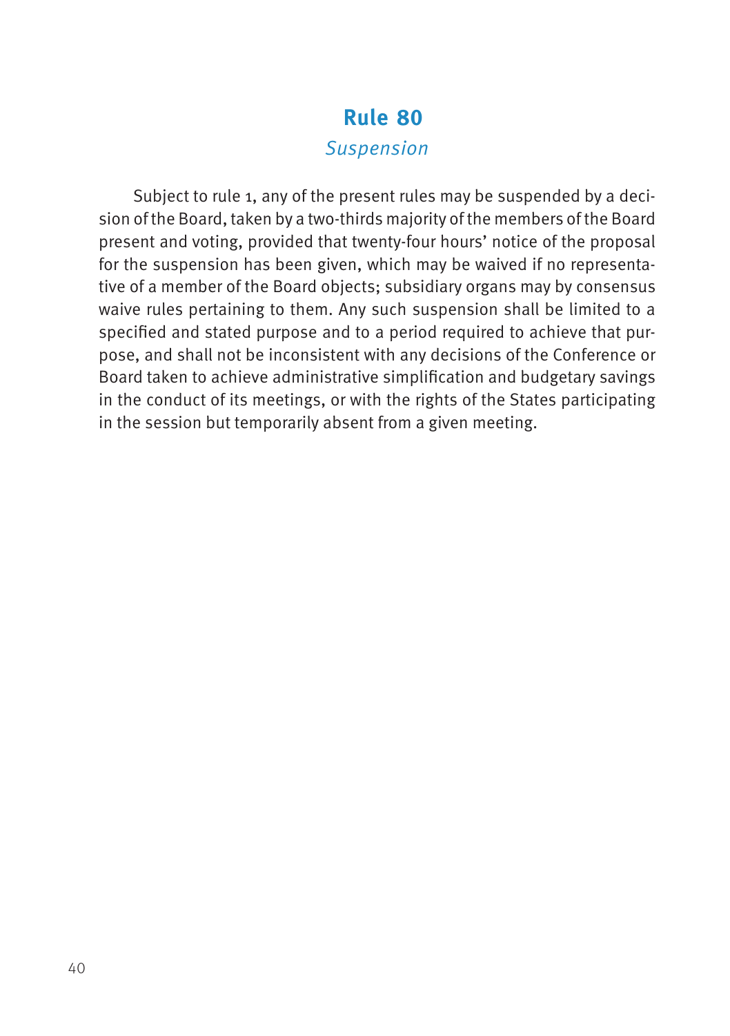## Rule 80

*Suspension*

Subject to rule 1, any of the present rules may be suspended by a decision of the Board, taken by a two-thirds majority of the members of the Board present and voting, provided that twenty-four hours' notice of the proposal for the suspension has been given, which may be waived if no representative of a member of the Board objects; subsidiary organs may by consensus waive rules pertaining to them. Any such suspension shall be limited to a specified and stated purpose and to a period required to achieve that purpose, and shall not be inconsistent with any decisions of the Conference or Board taken to achieve administrative simplification and budgetary savings in the conduct of its meetings, or with the rights of the States participating in the session but temporarily absent from a given meeting.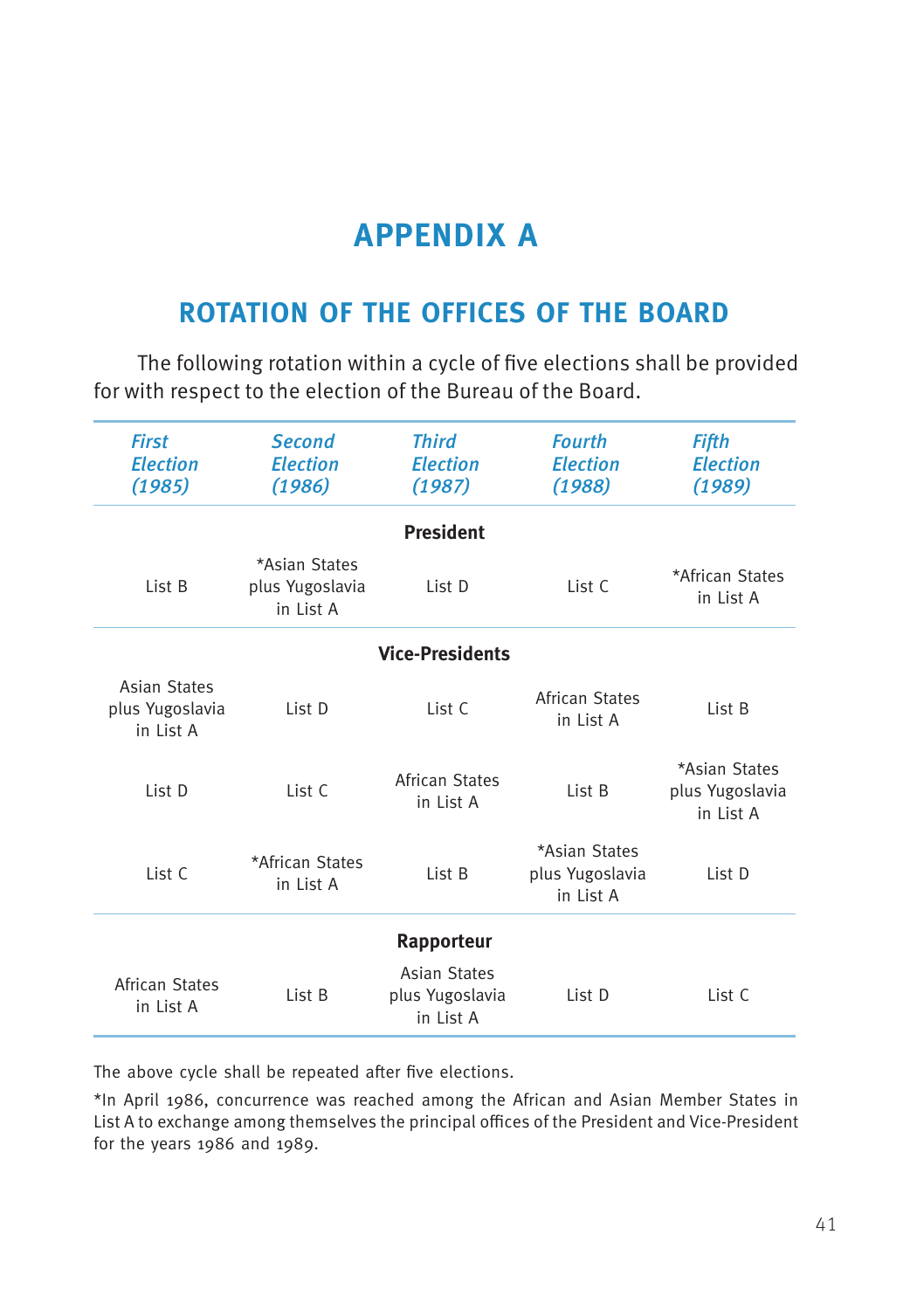# APPENDIX A

## ROTATION OF THE OFFICES OF THE BOARD

The following rotation within a cycle of five elections shall be provided for with respect to the election of the Bureau of the Board.

| *First Election (1985)* | *Second Election (1986)* | *Third Election (1987)* | *Fourth Election (1988)* | *Fifth Election (1989)* |
|---|---|---|---|---|
| | | **President** | | |
| List B | *Asian States plus Yugoslavia in List A | List D | List C | *African States in List A |
| | | **Vice-Presidents** | | |
| Asian States plus Yugoslavia in List A | List D | List C | African States in List A | List B |
| List D | List C | African States in List A | List B | *Asian States plus Yugoslavia in List A |
| List C | *African States in List A | List B | *Asian States plus Yugoslavia in List A | List D |
| | | **Rapporteur** | | |
| African States in List A | List B | Asian States plus Yugoslavia in List A | List D | List C |

The above cycle shall be repeated after five elections.

*In April 1986, concurrence was reached among the African and Asian Member States in List A to exchange among themselves the principal offices of the President and Vice-President for the years 1986 and 1989.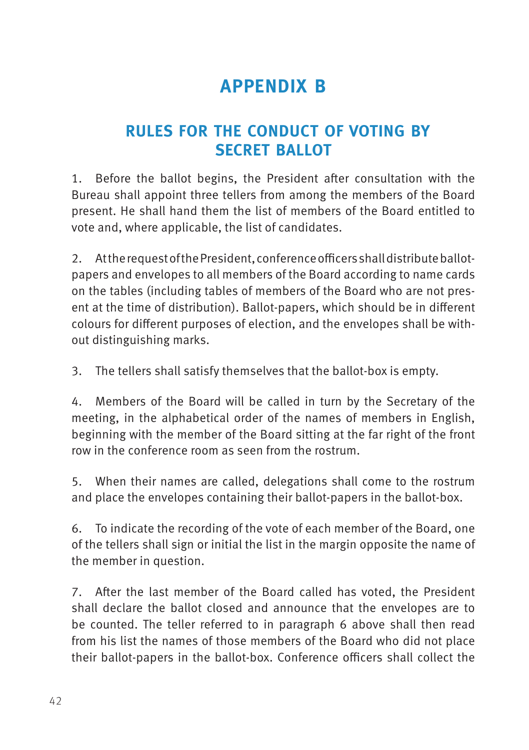# APPENDIX B

## RULES FOR THE CONDUCT OF VOTING BY SECRET BALLOT

1. Before the ballot begins, the President after consultation with the Bureau shall appoint three tellers from among the members of the Board present. He shall hand them the list of members of the Board entitled to vote and, where applicable, the list of candidates.

2. At the request of the President, conference officers shall distribute ballot-papers and envelopes to all members of the Board according to name cards on the tables (including tables of members of the Board who are not present at the time of distribution). Ballot-papers, which should be in different colours for different purposes of election, and the envelopes shall be without distinguishing marks.

3. The tellers shall satisfy themselves that the ballot-box is empty.

4. Members of the Board will be called in turn by the Secretary of the meeting, in the alphabetical order of the names of members in English, beginning with the member of the Board sitting at the far right of the front row in the conference room as seen from the rostrum.

5. When their names are called, delegations shall come to the rostrum and place the envelopes containing their ballot-papers in the ballot-box.

6. To indicate the recording of the vote of each member of the Board, one of the tellers shall sign or initial the list in the margin opposite the name of the member in question.

7. After the last member of the Board called has voted, the President shall declare the ballot closed and announce that the envelopes are to be counted. The teller referred to in paragraph 6 above shall then read from his list the names of those members of the Board who did not place their ballot-papers in the ballot-box. Conference officers shall collect the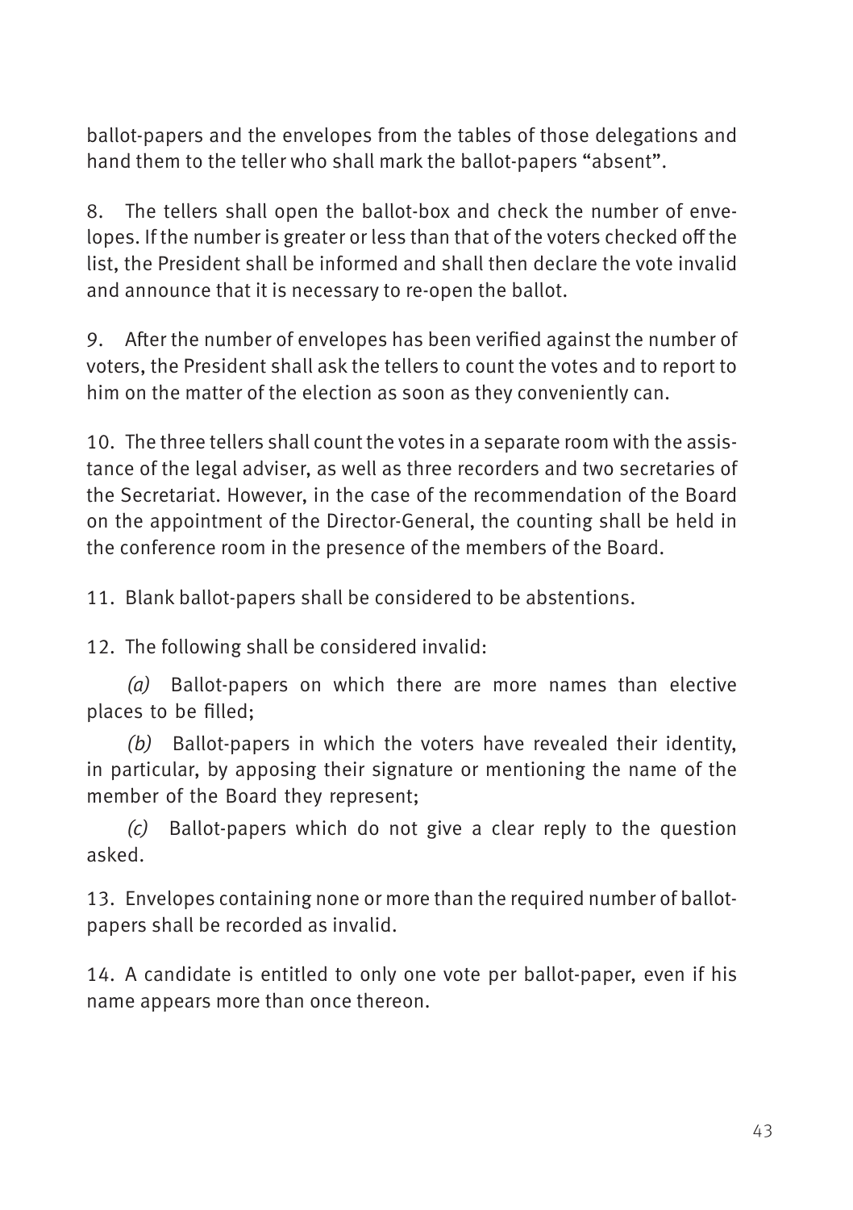ballot-papers and the envelopes from the tables of those delegations and hand them to the teller who shall mark the ballot-papers "absent".

8. The tellers shall open the ballot-box and check the number of envelopes. If the number is greater or less than that of the voters checked off the list, the President shall be informed and shall then declare the vote invalid and announce that it is necessary to re-open the ballot.

9. After the number of envelopes has been verified against the number of voters, the President shall ask the tellers to count the votes and to report to him on the matter of the election as soon as they conveniently can.

10. The three tellers shall count the votes in a separate room with the assistance of the legal adviser, as well as three recorders and two secretaries of the Secretariat. However, in the case of the recommendation of the Board on the appointment of the Director-General, the counting shall be held in the conference room in the presence of the members of the Board.

11. Blank ballot-papers shall be considered to be abstentions.

12. The following shall be considered invalid:

*(a)* Ballot-papers on which there are more names than elective places to be filled;

*(b)* Ballot-papers in which the voters have revealed their identity, in particular, by apposing their signature or mentioning the name of the member of the Board they represent;

*(c)* Ballot-papers which do not give a clear reply to the question asked.

13. Envelopes containing none or more than the required number of ballot-papers shall be recorded as invalid.

14. A candidate is entitled to only one vote per ballot-paper, even if his name appears more than once thereon.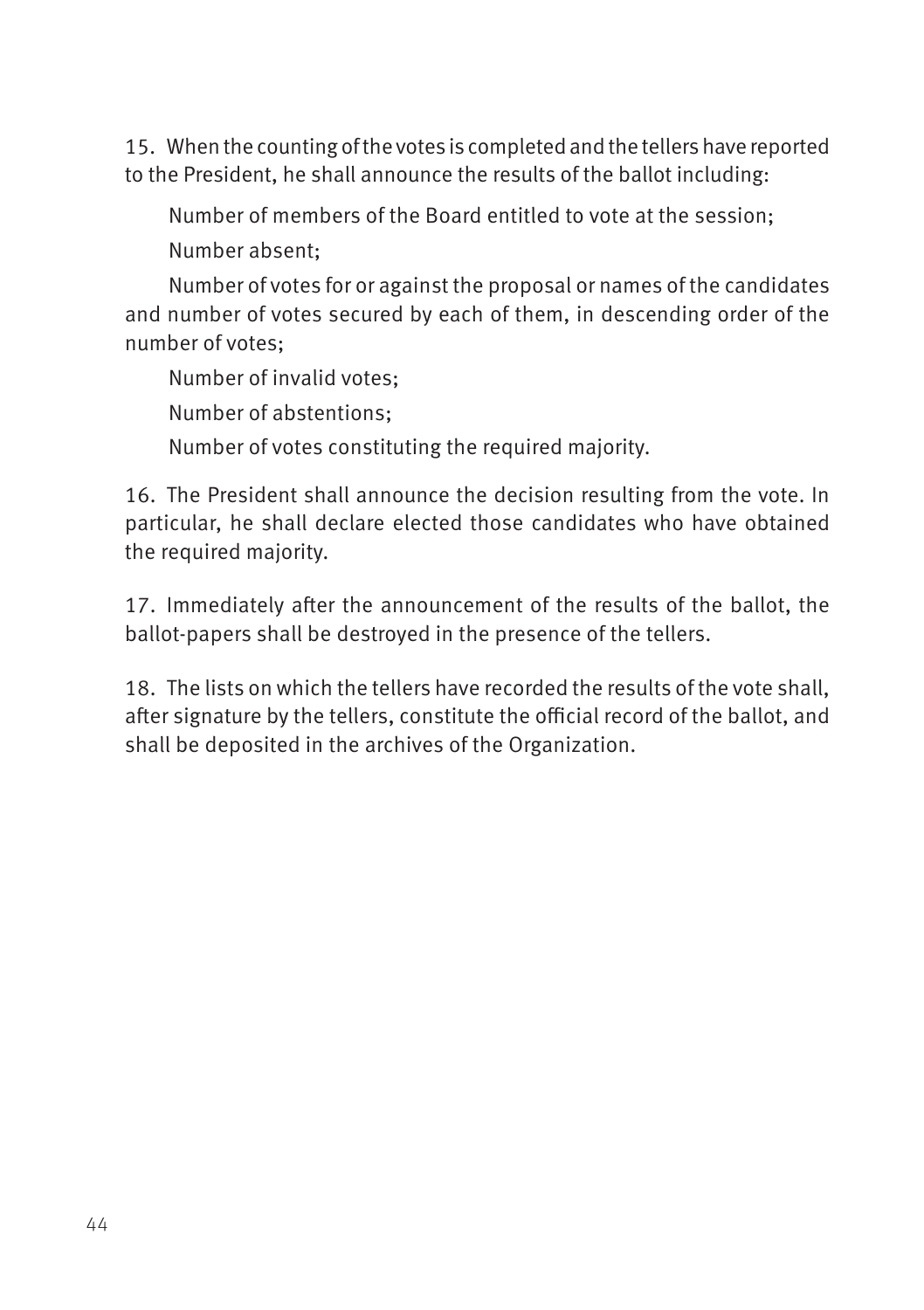15. When the counting of the votes is completed and the tellers have reported to the President, he shall announce the results of the ballot including:

Number of members of the Board entitled to vote at the session;

Number absent;

Number of votes for or against the proposal or names of the candidates and number of votes secured by each of them, in descending order of the number of votes;

Number of invalid votes;

Number of abstentions;

Number of votes constituting the required majority.

16. The President shall announce the decision resulting from the vote. In particular, he shall declare elected those candidates who have obtained the required majority.

17. Immediately after the announcement of the results of the ballot, the ballot-papers shall be destroyed in the presence of the tellers.

18. The lists on which the tellers have recorded the results of the vote shall, after signature by the tellers, constitute the official record of the ballot, and shall be deposited in the archives of the Organization.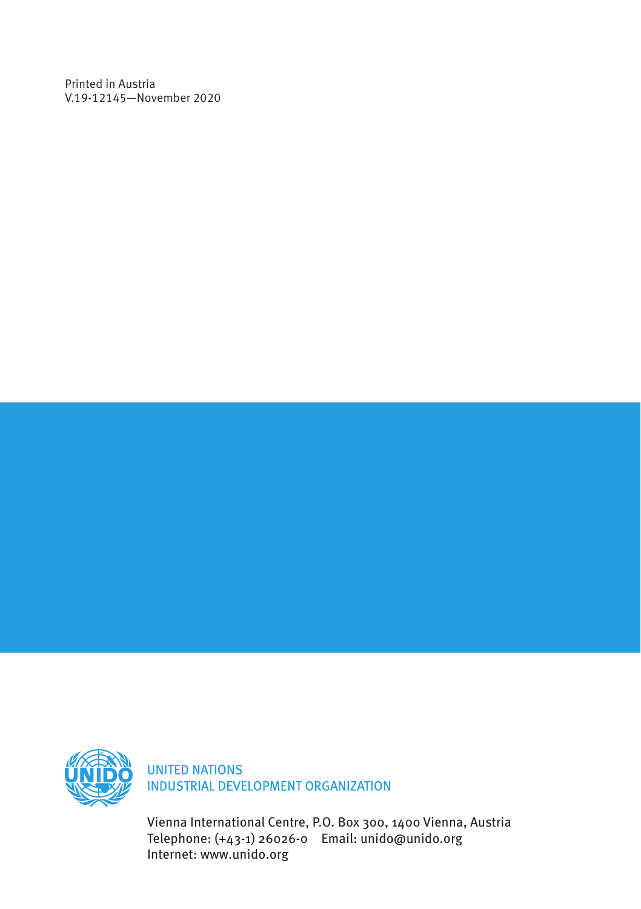Printed in Austria
V.19-12145—November 2020

UNITED NATIONS
INDUSTRIAL DEVELOPMENT ORGANIZATION

Vienna International Centre, P.O. Box 300, 1400 Vienna, Austria
Telephone: (+43-1) 26026-0 Email: unido@unido.org
Internet: www.unido.org